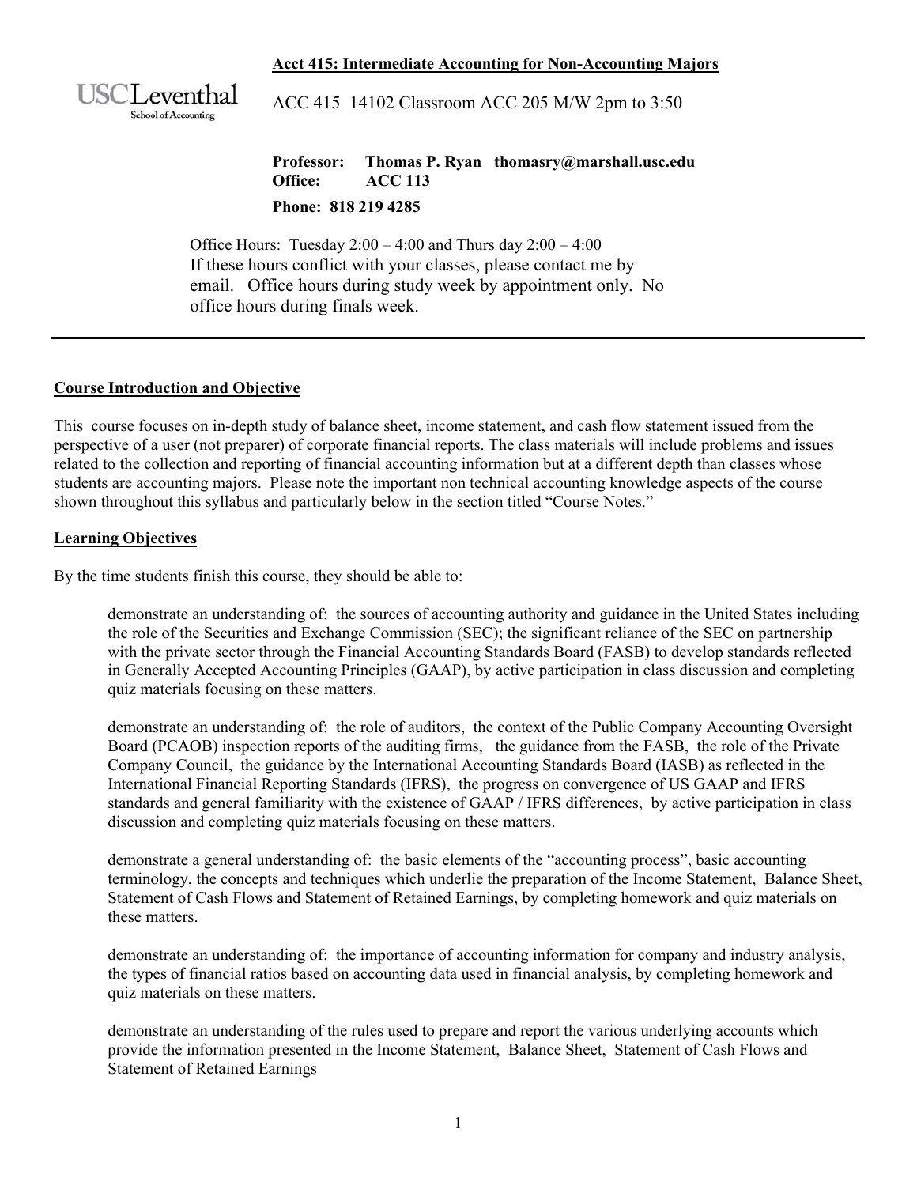**Acct 415: Intermediate Accounting for Non-Accounting Majors**

USC Leventhal School of Accounting

ACC 415 14102 Classroom ACC 205 M/W 2pm to 3:50

**Professor: Thomas P. Ryan thomasry@marshall.usc.edu**
**Office: ACC 113**
**Phone: 818 219 4285**

Office Hours: Tuesday 2:00 – 4:00 and Thurs day 2:00 – 4:00
If these hours conflict with your classes, please contact me by email. Office hours during study week by appointment only. No office hours during finals week.

---

## Course Introduction and Objective

This course focuses on in-depth study of balance sheet, income statement, and cash flow statement issued from the perspective of a user (not preparer) of corporate financial reports. The class materials will include problems and issues related to the collection and reporting of financial accounting information but at a different depth than classes whose students are accounting majors. Please note the important non technical accounting knowledge aspects of the course shown throughout this syllabus and particularly below in the section titled "Course Notes."

## Learning Objectives

By the time students finish this course, they should be able to:

demonstrate an understanding of: the sources of accounting authority and guidance in the United States including the role of the Securities and Exchange Commission (SEC); the significant reliance of the SEC on partnership with the private sector through the Financial Accounting Standards Board (FASB) to develop standards reflected in Generally Accepted Accounting Principles (GAAP), by active participation in class discussion and completing quiz materials focusing on these matters.

demonstrate an understanding of: the role of auditors, the context of the Public Company Accounting Oversight Board (PCAOB) inspection reports of the auditing firms, the guidance from the FASB, the role of the Private Company Council, the guidance by the International Accounting Standards Board (IASB) as reflected in the International Financial Reporting Standards (IFRS), the progress on convergence of US GAAP and IFRS standards and general familiarity with the existence of GAAP / IFRS differences, by active participation in class discussion and completing quiz materials focusing on these matters.

demonstrate a general understanding of: the basic elements of the "accounting process", basic accounting terminology, the concepts and techniques which underlie the preparation of the Income Statement, Balance Sheet, Statement of Cash Flows and Statement of Retained Earnings, by completing homework and quiz materials on these matters.

demonstrate an understanding of: the importance of accounting information for company and industry analysis, the types of financial ratios based on accounting data used in financial analysis, by completing homework and quiz materials on these matters.

demonstrate an understanding of the rules used to prepare and report the various underlying accounts which provide the information presented in the Income Statement, Balance Sheet, Statement of Cash Flows and Statement of Retained Earnings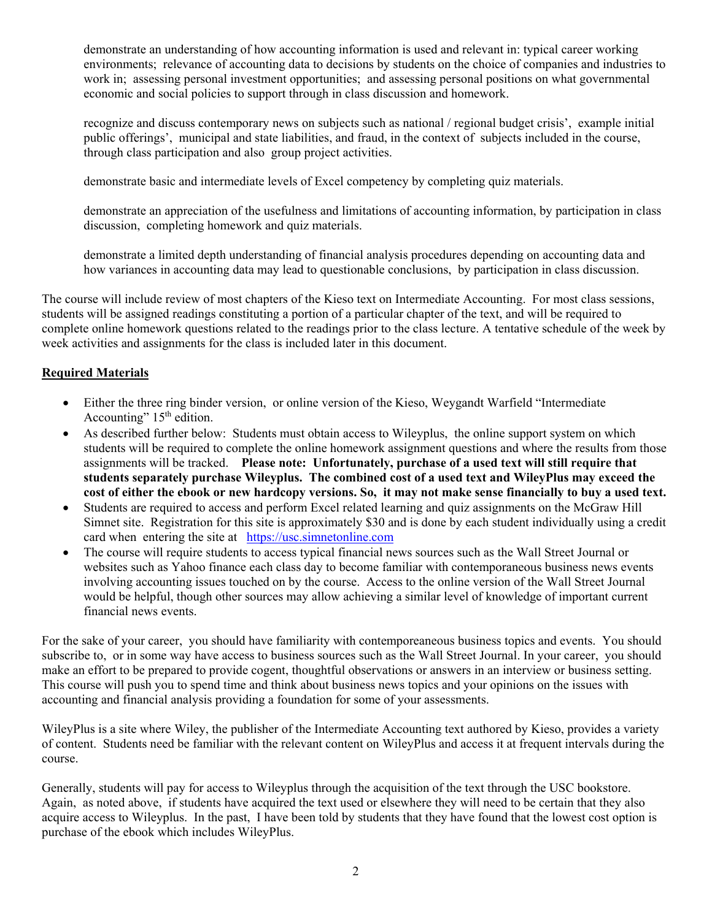demonstrate an understanding of how accounting information is used and relevant in: typical career working environments; relevance of accounting data to decisions by students on the choice of companies and industries to work in; assessing personal investment opportunities; and assessing personal positions on what governmental economic and social policies to support through in class discussion and homework.

recognize and discuss contemporary news on subjects such as national / regional budget crisis', example initial public offerings', municipal and state liabilities, and fraud, in the context of subjects included in the course, through class participation and also group project activities.

demonstrate basic and intermediate levels of Excel competency by completing quiz materials.

demonstrate an appreciation of the usefulness and limitations of accounting information, by participation in class discussion, completing homework and quiz materials.

demonstrate a limited depth understanding of financial analysis procedures depending on accounting data and how variances in accounting data may lead to questionable conclusions, by participation in class discussion.

The course will include review of most chapters of the Kieso text on Intermediate Accounting. For most class sessions, students will be assigned readings constituting a portion of a particular chapter of the text, and will be required to complete online homework questions related to the readings prior to the class lecture. A tentative schedule of the week by week activities and assignments for the class is included later in this document.

## Required Materials

- Either the three ring binder version, or online version of the Kieso, Weygandt Warfield "Intermediate Accounting" 15th edition.
- As described further below: Students must obtain access to Wileyplus, the online support system on which students will be required to complete the online homework assignment questions and where the results from those assignments will be tracked. **Please note: Unfortunately, purchase of a used text will still require that students separately purchase Wileyplus. The combined cost of a used text and WileyPlus may exceed the cost of either the ebook or new hardcopy versions. So, it may not make sense financially to buy a used text.**
- Students are required to access and perform Excel related learning and quiz assignments on the McGraw Hill Simnet site. Registration for this site is approximately $30 and is done by each student individually using a credit card when entering the site at https://usc.simnetonline.com
- The course will require students to access typical financial news sources such as the Wall Street Journal or websites such as Yahoo finance each class day to become familiar with contemporaneous business news events involving accounting issues touched on by the course. Access to the online version of the Wall Street Journal would be helpful, though other sources may allow achieving a similar level of knowledge of important current financial news events.

For the sake of your career, you should have familiarity with contemporeaneous business topics and events. You should subscribe to, or in some way have access to business sources such as the Wall Street Journal. In your career, you should make an effort to be prepared to provide cogent, thoughtful observations or answers in an interview or business setting. This course will push you to spend time and think about business news topics and your opinions on the issues with accounting and financial analysis providing a foundation for some of your assessments.

WileyPlus is a site where Wiley, the publisher of the Intermediate Accounting text authored by Kieso, provides a variety of content. Students need be familiar with the relevant content on WileyPlus and access it at frequent intervals during the course.

Generally, students will pay for access to Wileyplus through the acquisition of the text through the USC bookstore. Again, as noted above, if students have acquired the text used or elsewhere they will need to be certain that they also acquire access to Wileyplus. In the past, I have been told by students that they have found that the lowest cost option is purchase of the ebook which includes WileyPlus.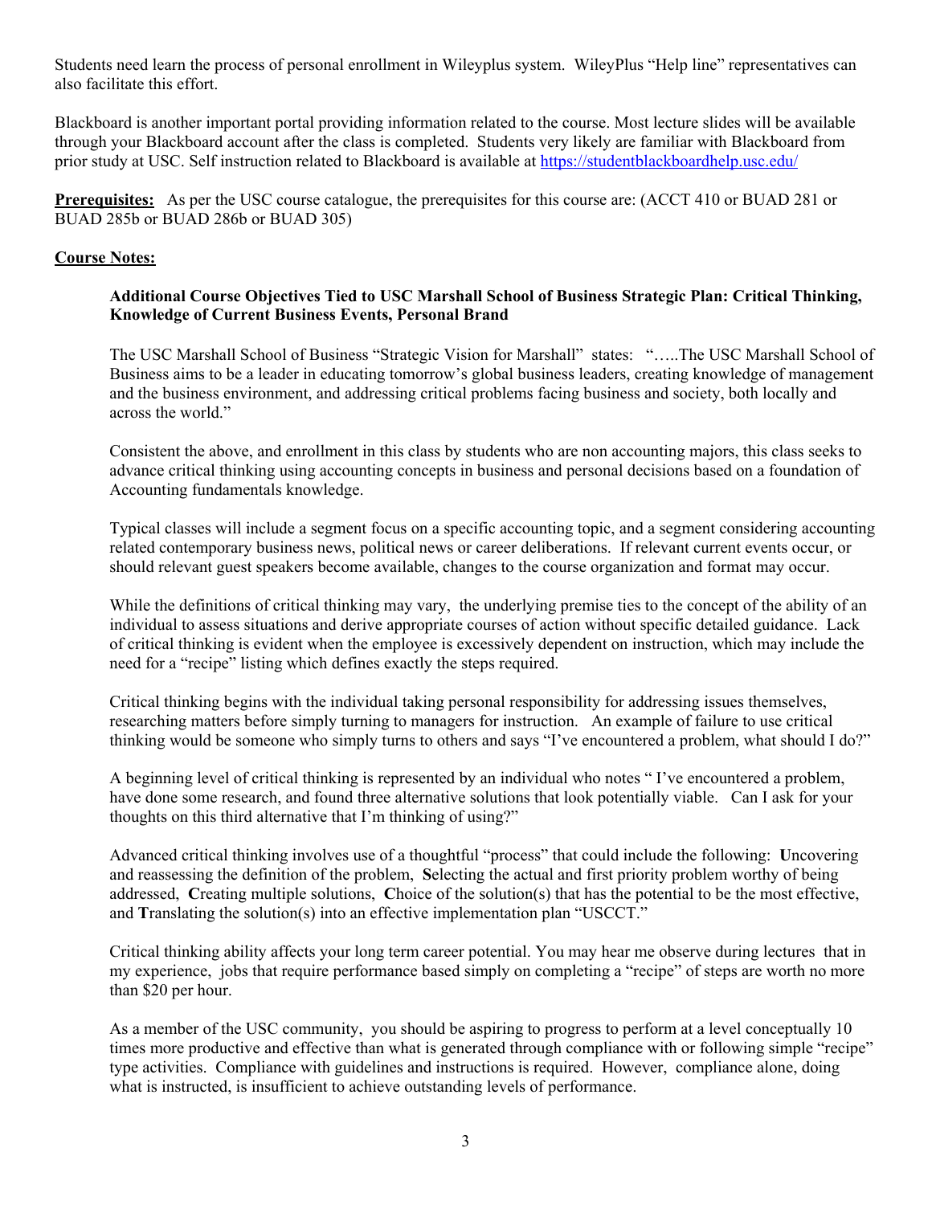Students need learn the process of personal enrollment in Wileyplus system. WileyPlus "Help line" representatives can also facilitate this effort.

Blackboard is another important portal providing information related to the course. Most lecture slides will be available through your Blackboard account after the class is completed. Students very likely are familiar with Blackboard from prior study at USC. Self instruction related to Blackboard is available at https://studentblackboardhelp.usc.edu/

**Prerequisites:** As per the USC course catalogue, the prerequisites for this course are: (ACCT 410 or BUAD 281 or BUAD 285b or BUAD 286b or BUAD 305)

**Course Notes:**

**Additional Course Objectives Tied to USC Marshall School of Business Strategic Plan: Critical Thinking, Knowledge of Current Business Events, Personal Brand**

The USC Marshall School of Business "Strategic Vision for Marshall" states: "…..The USC Marshall School of Business aims to be a leader in educating tomorrow's global business leaders, creating knowledge of management and the business environment, and addressing critical problems facing business and society, both locally and across the world."

Consistent the above, and enrollment in this class by students who are non accounting majors, this class seeks to advance critical thinking using accounting concepts in business and personal decisions based on a foundation of Accounting fundamentals knowledge.

Typical classes will include a segment focus on a specific accounting topic, and a segment considering accounting related contemporary business news, political news or career deliberations. If relevant current events occur, or should relevant guest speakers become available, changes to the course organization and format may occur.

While the definitions of critical thinking may vary, the underlying premise ties to the concept of the ability of an individual to assess situations and derive appropriate courses of action without specific detailed guidance. Lack of critical thinking is evident when the employee is excessively dependent on instruction, which may include the need for a "recipe" listing which defines exactly the steps required.

Critical thinking begins with the individual taking personal responsibility for addressing issues themselves, researching matters before simply turning to managers for instruction. An example of failure to use critical thinking would be someone who simply turns to others and says "I've encountered a problem, what should I do?"

A beginning level of critical thinking is represented by an individual who notes " I've encountered a problem, have done some research, and found three alternative solutions that look potentially viable. Can I ask for your thoughts on this third alternative that I'm thinking of using?"

Advanced critical thinking involves use of a thoughtful "process" that could include the following: **U**ncovering and reassessing the definition of the problem, **S**electing the actual and first priority problem worthy of being addressed, **C**reating multiple solutions, **C**hoice of the solution(s) that has the potential to be the most effective, and **T**ranslating the solution(s) into an effective implementation plan "USCCT."

Critical thinking ability affects your long term career potential. You may hear me observe during lectures that in my experience, jobs that require performance based simply on completing a "recipe" of steps are worth no more than $20 per hour.

As a member of the USC community, you should be aspiring to progress to perform at a level conceptually 10 times more productive and effective than what is generated through compliance with or following simple "recipe" type activities. Compliance with guidelines and instructions is required. However, compliance alone, doing what is instructed, is insufficient to achieve outstanding levels of performance.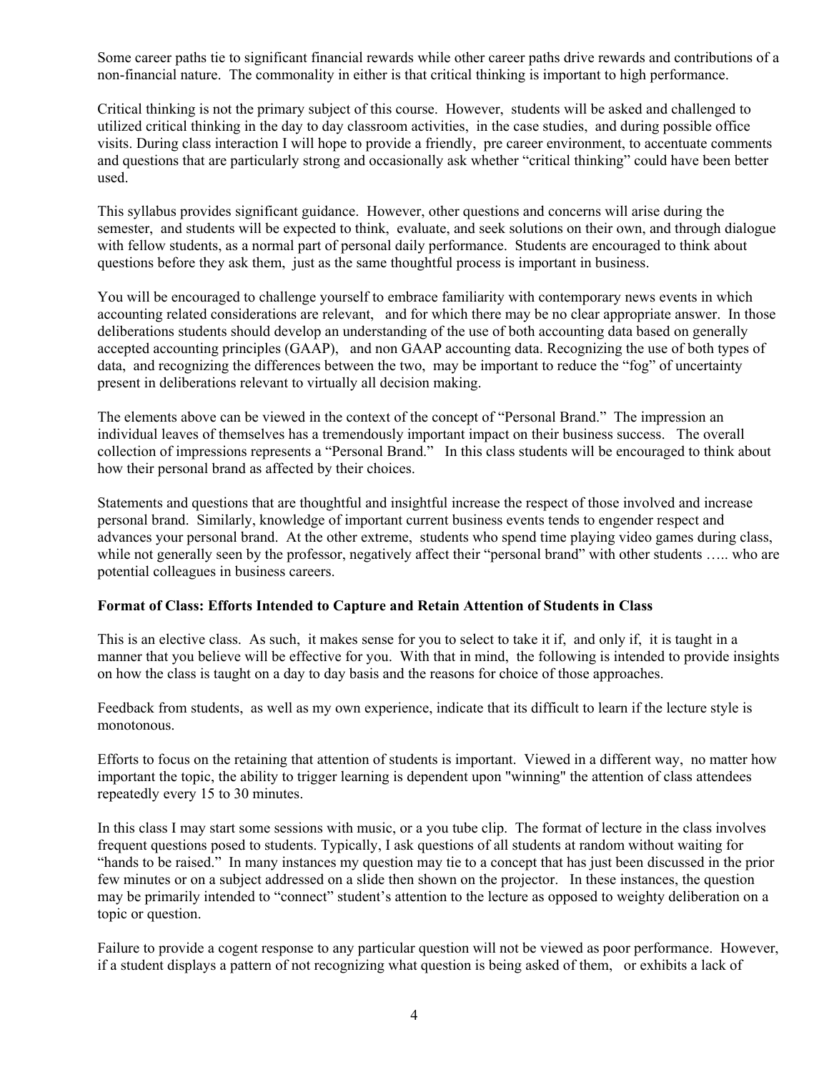Some career paths tie to significant financial rewards while other career paths drive rewards and contributions of a non-financial nature. The commonality in either is that critical thinking is important to high performance.

Critical thinking is not the primary subject of this course. However, students will be asked and challenged to utilized critical thinking in the day to day classroom activities, in the case studies, and during possible office visits. During class interaction I will hope to provide a friendly, pre career environment, to accentuate comments and questions that are particularly strong and occasionally ask whether "critical thinking" could have been better used.

This syllabus provides significant guidance. However, other questions and concerns will arise during the semester, and students will be expected to think, evaluate, and seek solutions on their own, and through dialogue with fellow students, as a normal part of personal daily performance. Students are encouraged to think about questions before they ask them, just as the same thoughtful process is important in business.

You will be encouraged to challenge yourself to embrace familiarity with contemporary news events in which accounting related considerations are relevant, and for which there may be no clear appropriate answer. In those deliberations students should develop an understanding of the use of both accounting data based on generally accepted accounting principles (GAAP), and non GAAP accounting data. Recognizing the use of both types of data, and recognizing the differences between the two, may be important to reduce the "fog" of uncertainty present in deliberations relevant to virtually all decision making.

The elements above can be viewed in the context of the concept of "Personal Brand." The impression an individual leaves of themselves has a tremendously important impact on their business success. The overall collection of impressions represents a "Personal Brand." In this class students will be encouraged to think about how their personal brand as affected by their choices.

Statements and questions that are thoughtful and insightful increase the respect of those involved and increase personal brand. Similarly, knowledge of important current business events tends to engender respect and advances your personal brand. At the other extreme, students who spend time playing video games during class, while not generally seen by the professor, negatively affect their "personal brand" with other students ….. who are potential colleagues in business careers.

**Format of Class: Efforts Intended to Capture and Retain Attention of Students in Class**

This is an elective class. As such, it makes sense for you to select to take it if, and only if, it is taught in a manner that you believe will be effective for you. With that in mind, the following is intended to provide insights on how the class is taught on a day to day basis and the reasons for choice of those approaches.

Feedback from students, as well as my own experience, indicate that its difficult to learn if the lecture style is monotonous.

Efforts to focus on the retaining that attention of students is important. Viewed in a different way, no matter how important the topic, the ability to trigger learning is dependent upon "winning" the attention of class attendees repeatedly every 15 to 30 minutes.

In this class I may start some sessions with music, or a you tube clip. The format of lecture in the class involves frequent questions posed to students. Typically, I ask questions of all students at random without waiting for "hands to be raised." In many instances my question may tie to a concept that has just been discussed in the prior few minutes or on a subject addressed on a slide then shown on the projector. In these instances, the question may be primarily intended to "connect" student's attention to the lecture as opposed to weighty deliberation on a topic or question.

Failure to provide a cogent response to any particular question will not be viewed as poor performance. However, if a student displays a pattern of not recognizing what question is being asked of them, or exhibits a lack of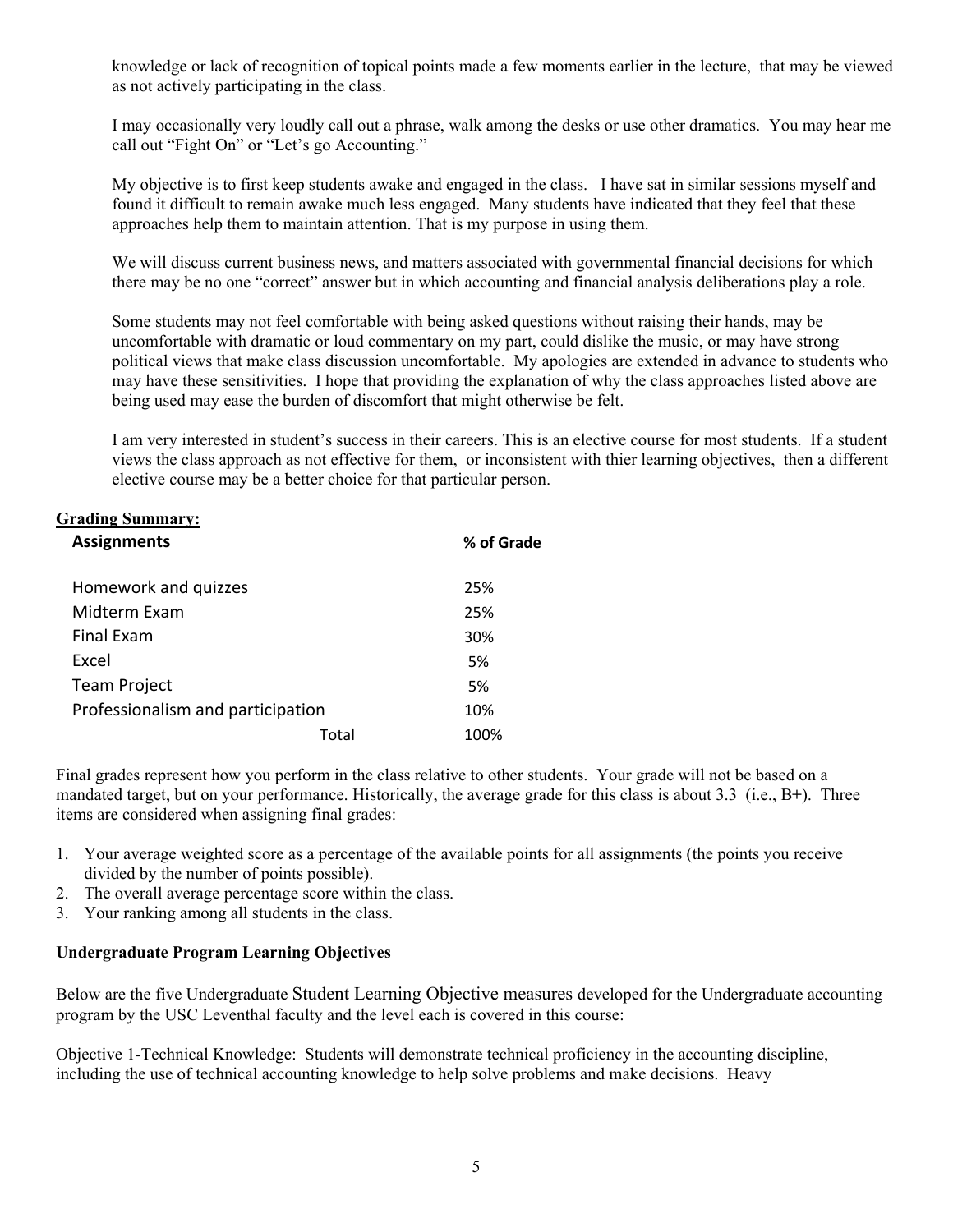knowledge or lack of recognition of topical points made a few moments earlier in the lecture, that may be viewed as not actively participating in the class.

I may occasionally very loudly call out a phrase, walk among the desks or use other dramatics. You may hear me call out "Fight On" or "Let's go Accounting."

My objective is to first keep students awake and engaged in the class. I have sat in similar sessions myself and found it difficult to remain awake much less engaged. Many students have indicated that they feel that these approaches help them to maintain attention. That is my purpose in using them.

We will discuss current business news, and matters associated with governmental financial decisions for which there may be no one "correct" answer but in which accounting and financial analysis deliberations play a role.

Some students may not feel comfortable with being asked questions without raising their hands, may be uncomfortable with dramatic or loud commentary on my part, could dislike the music, or may have strong political views that make class discussion uncomfortable. My apologies are extended in advance to students who may have these sensitivities. I hope that providing the explanation of why the class approaches listed above are being used may ease the burden of discomfort that might otherwise be felt.

I am very interested in student's success in their careers. This is an elective course for most students. If a student views the class approach as not effective for them, or inconsistent with thier learning objectives, then a different elective course may be a better choice for that particular person.

**Grading Summary:**

| Assignments | % of Grade |
|---|---|
| Homework and quizzes | 25% |
| Midterm Exam | 25% |
| Final Exam | 30% |
| Excel | 5% |
| Team Project | 5% |
| Professionalism and participation | 10% |
| Total | 100% |

Final grades represent how you perform in the class relative to other students. Your grade will not be based on a mandated target, but on your performance. Historically, the average grade for this class is about 3.3 (i.e., B+). Three items are considered when assigning final grades:

1. Your average weighted score as a percentage of the available points for all assignments (the points you receive divided by the number of points possible).
2. The overall average percentage score within the class.
3. Your ranking among all students in the class.

**Undergraduate Program Learning Objectives**

Below are the five Undergraduate Student Learning Objective measures developed for the Undergraduate accounting program by the USC Leventhal faculty and the level each is covered in this course:

Objective 1-Technical Knowledge: Students will demonstrate technical proficiency in the accounting discipline, including the use of technical accounting knowledge to help solve problems and make decisions. Heavy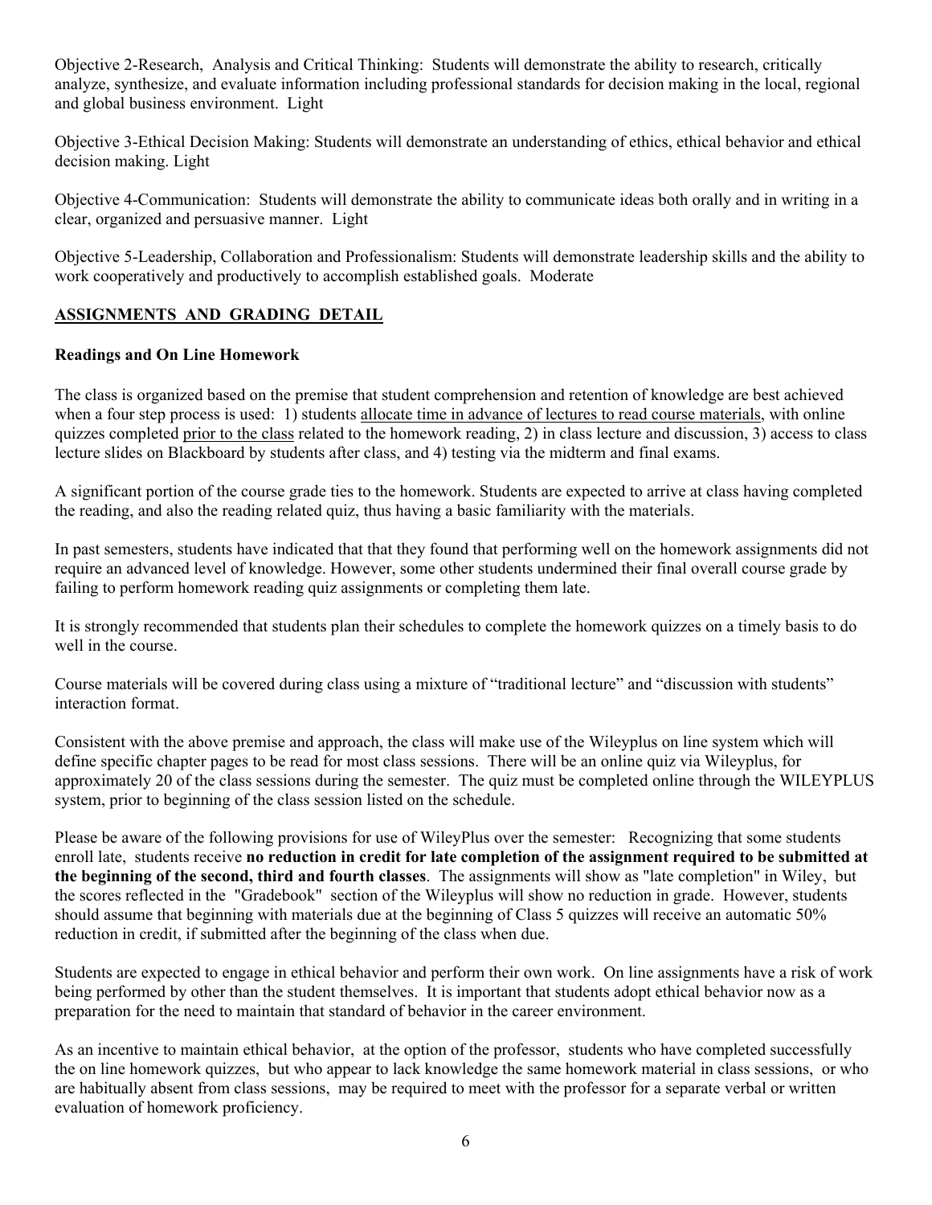Objective 2-Research, Analysis and Critical Thinking: Students will demonstrate the ability to research, critically analyze, synthesize, and evaluate information including professional standards for decision making in the local, regional and global business environment. Light

Objective 3-Ethical Decision Making: Students will demonstrate an understanding of ethics, ethical behavior and ethical decision making. Light

Objective 4-Communication: Students will demonstrate the ability to communicate ideas both orally and in writing in a clear, organized and persuasive manner. Light

Objective 5-Leadership, Collaboration and Professionalism: Students will demonstrate leadership skills and the ability to work cooperatively and productively to accomplish established goals. Moderate

## ASSIGNMENTS AND GRADING DETAIL

### Readings and On Line Homework

The class is organized based on the premise that student comprehension and retention of knowledge are best achieved when a four step process is used: 1) students allocate time in advance of lectures to read course materials, with online quizzes completed prior to the class related to the homework reading, 2) in class lecture and discussion, 3) access to class lecture slides on Blackboard by students after class, and 4) testing via the midterm and final exams.

A significant portion of the course grade ties to the homework. Students are expected to arrive at class having completed the reading, and also the reading related quiz, thus having a basic familiarity with the materials.

In past semesters, students have indicated that that they found that performing well on the homework assignments did not require an advanced level of knowledge. However, some other students undermined their final overall course grade by failing to perform homework reading quiz assignments or completing them late.

It is strongly recommended that students plan their schedules to complete the homework quizzes on a timely basis to do well in the course.

Course materials will be covered during class using a mixture of "traditional lecture" and "discussion with students" interaction format.

Consistent with the above premise and approach, the class will make use of the Wileyplus on line system which will define specific chapter pages to be read for most class sessions. There will be an online quiz via Wileyplus, for approximately 20 of the class sessions during the semester. The quiz must be completed online through the WILEYPLUS system, prior to beginning of the class session listed on the schedule.

Please be aware of the following provisions for use of WileyPlus over the semester: Recognizing that some students enroll late, students receive **no reduction in credit for late completion of the assignment required to be submitted at the beginning of the second, third and fourth classes**. The assignments will show as "late completion" in Wiley, but the scores reflected in the "Gradebook" section of the Wileyplus will show no reduction in grade. However, students should assume that beginning with materials due at the beginning of Class 5 quizzes will receive an automatic 50% reduction in credit, if submitted after the beginning of the class when due.

Students are expected to engage in ethical behavior and perform their own work. On line assignments have a risk of work being performed by other than the student themselves. It is important that students adopt ethical behavior now as a preparation for the need to maintain that standard of behavior in the career environment.

As an incentive to maintain ethical behavior, at the option of the professor, students who have completed successfully the on line homework quizzes, but who appear to lack knowledge the same homework material in class sessions, or who are habitually absent from class sessions, may be required to meet with the professor for a separate verbal or written evaluation of homework proficiency.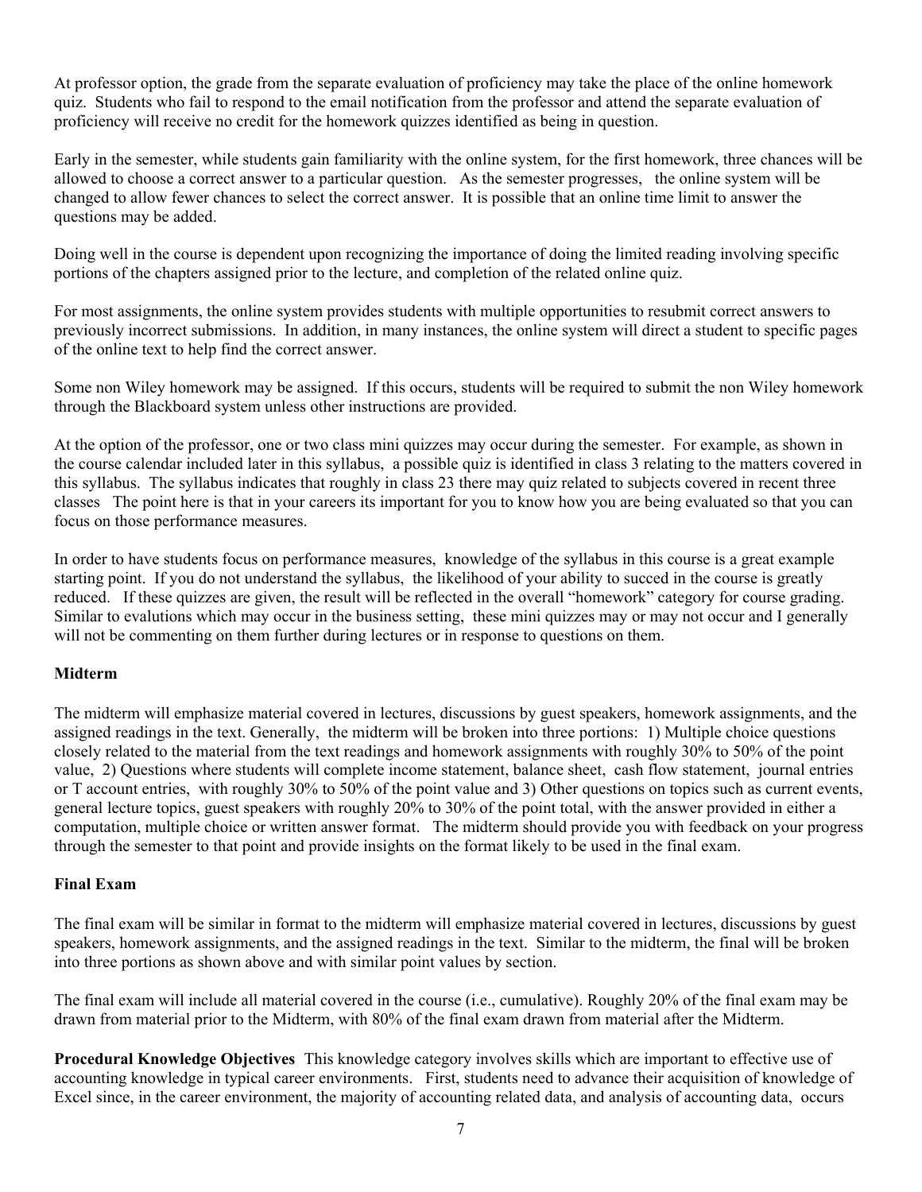At professor option, the grade from the separate evaluation of proficiency may take the place of the online homework quiz. Students who fail to respond to the email notification from the professor and attend the separate evaluation of proficiency will receive no credit for the homework quizzes identified as being in question.

Early in the semester, while students gain familiarity with the online system, for the first homework, three chances will be allowed to choose a correct answer to a particular question. As the semester progresses, the online system will be changed to allow fewer chances to select the correct answer. It is possible that an online time limit to answer the questions may be added.

Doing well in the course is dependent upon recognizing the importance of doing the limited reading involving specific portions of the chapters assigned prior to the lecture, and completion of the related online quiz.

For most assignments, the online system provides students with multiple opportunities to resubmit correct answers to previously incorrect submissions. In addition, in many instances, the online system will direct a student to specific pages of the online text to help find the correct answer.

Some non Wiley homework may be assigned. If this occurs, students will be required to submit the non Wiley homework through the Blackboard system unless other instructions are provided.

At the option of the professor, one or two class mini quizzes may occur during the semester. For example, as shown in the course calendar included later in this syllabus, a possible quiz is identified in class 3 relating to the matters covered in this syllabus. The syllabus indicates that roughly in class 23 there may quiz related to subjects covered in recent three classes The point here is that in your careers its important for you to know how you are being evaluated so that you can focus on those performance measures.

In order to have students focus on performance measures, knowledge of the syllabus in this course is a great example starting point. If you do not understand the syllabus, the likelihood of your ability to succed in the course is greatly reduced. If these quizzes are given, the result will be reflected in the overall "homework" category for course grading. Similar to evalutions which may occur in the business setting, these mini quizzes may or may not occur and I generally will not be commenting on them further during lectures or in response to questions on them.

**Midterm**

The midterm will emphasize material covered in lectures, discussions by guest speakers, homework assignments, and the assigned readings in the text. Generally, the midterm will be broken into three portions: 1) Multiple choice questions closely related to the material from the text readings and homework assignments with roughly 30% to 50% of the point value, 2) Questions where students will complete income statement, balance sheet, cash flow statement, journal entries or T account entries, with roughly 30% to 50% of the point value and 3) Other questions on topics such as current events, general lecture topics, guest speakers with roughly 20% to 30% of the point total, with the answer provided in either a computation, multiple choice or written answer format. The midterm should provide you with feedback on your progress through the semester to that point and provide insights on the format likely to be used in the final exam.

**Final Exam**

The final exam will be similar in format to the midterm will emphasize material covered in lectures, discussions by guest speakers, homework assignments, and the assigned readings in the text. Similar to the midterm, the final will be broken into three portions as shown above and with similar point values by section.

The final exam will include all material covered in the course (i.e., cumulative). Roughly 20% of the final exam may be drawn from material prior to the Midterm, with 80% of the final exam drawn from material after the Midterm.

**Procedural Knowledge Objectives** This knowledge category involves skills which are important to effective use of accounting knowledge in typical career environments. First, students need to advance their acquisition of knowledge of Excel since, in the career environment, the majority of accounting related data, and analysis of accounting data, occurs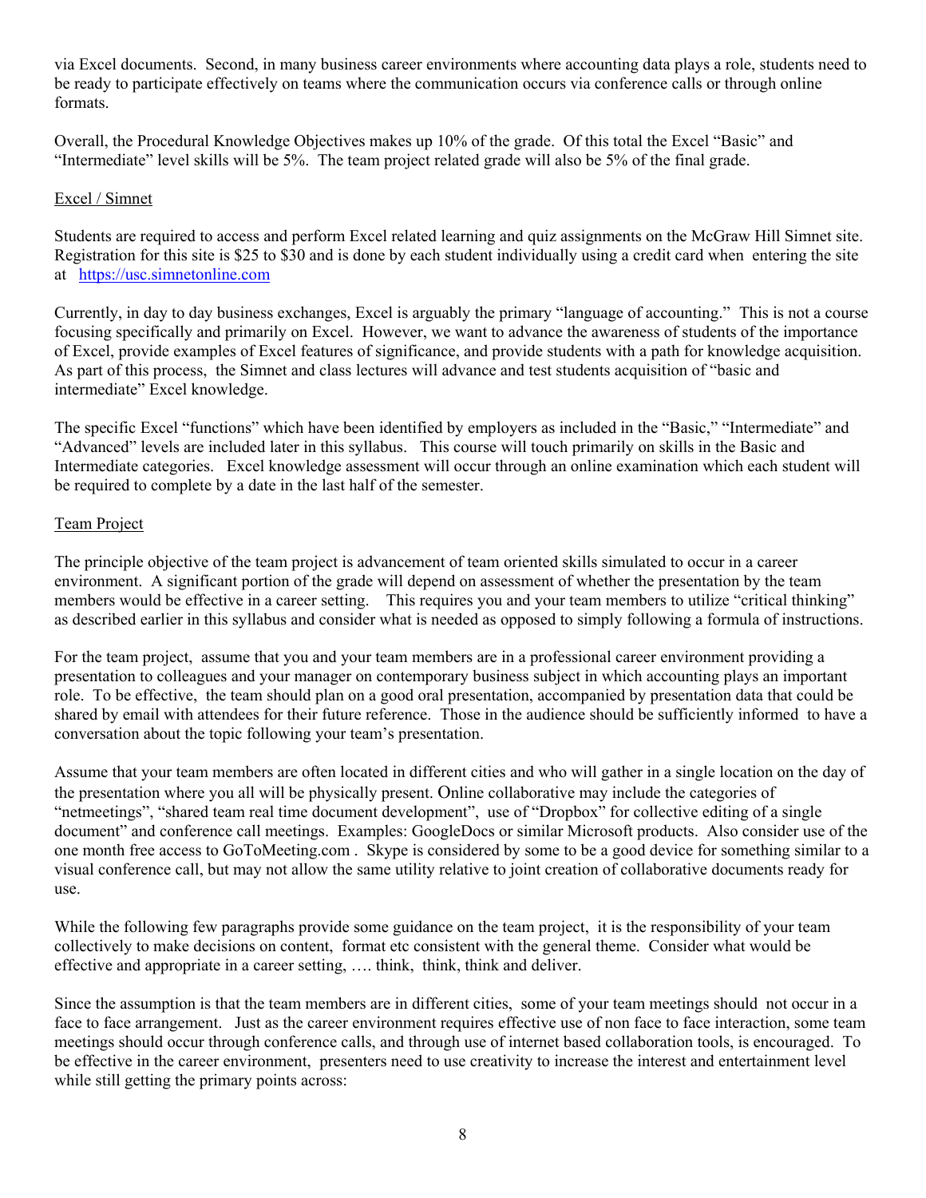via Excel documents. Second, in many business career environments where accounting data plays a role, students need to be ready to participate effectively on teams where the communication occurs via conference calls or through online formats.

Overall, the Procedural Knowledge Objectives makes up 10% of the grade. Of this total the Excel "Basic" and "Intermediate" level skills will be 5%. The team project related grade will also be 5% of the final grade.

Excel / Simnet

Students are required to access and perform Excel related learning and quiz assignments on the McGraw Hill Simnet site. Registration for this site is $25 to $30 and is done by each student individually using a credit card when entering the site at https://usc.simnetonline.com

Currently, in day to day business exchanges, Excel is arguably the primary "language of accounting." This is not a course focusing specifically and primarily on Excel. However, we want to advance the awareness of students of the importance of Excel, provide examples of Excel features of significance, and provide students with a path for knowledge acquisition. As part of this process, the Simnet and class lectures will advance and test students acquisition of "basic and intermediate" Excel knowledge.

The specific Excel "functions" which have been identified by employers as included in the "Basic," "Intermediate" and "Advanced" levels are included later in this syllabus. This course will touch primarily on skills in the Basic and Intermediate categories. Excel knowledge assessment will occur through an online examination which each student will be required to complete by a date in the last half of the semester.

Team Project

The principle objective of the team project is advancement of team oriented skills simulated to occur in a career environment. A significant portion of the grade will depend on assessment of whether the presentation by the team members would be effective in a career setting. This requires you and your team members to utilize "critical thinking" as described earlier in this syllabus and consider what is needed as opposed to simply following a formula of instructions.

For the team project, assume that you and your team members are in a professional career environment providing a presentation to colleagues and your manager on contemporary business subject in which accounting plays an important role. To be effective, the team should plan on a good oral presentation, accompanied by presentation data that could be shared by email with attendees for their future reference. Those in the audience should be sufficiently informed to have a conversation about the topic following your team's presentation.

Assume that your team members are often located in different cities and who will gather in a single location on the day of the presentation where you all will be physically present. Online collaborative may include the categories of "netmeetings", "shared team real time document development", use of "Dropbox" for collective editing of a single document" and conference call meetings. Examples: GoogleDocs or similar Microsoft products. Also consider use of the one month free access to GoToMeeting.com . Skype is considered by some to be a good device for something similar to a visual conference call, but may not allow the same utility relative to joint creation of collaborative documents ready for use.

While the following few paragraphs provide some guidance on the team project, it is the responsibility of your team collectively to make decisions on content, format etc consistent with the general theme. Consider what would be effective and appropriate in a career setting, …. think, think, think and deliver.

Since the assumption is that the team members are in different cities, some of your team meetings should not occur in a face to face arrangement. Just as the career environment requires effective use of non face to face interaction, some team meetings should occur through conference calls, and through use of internet based collaboration tools, is encouraged. To be effective in the career environment, presenters need to use creativity to increase the interest and entertainment level while still getting the primary points across: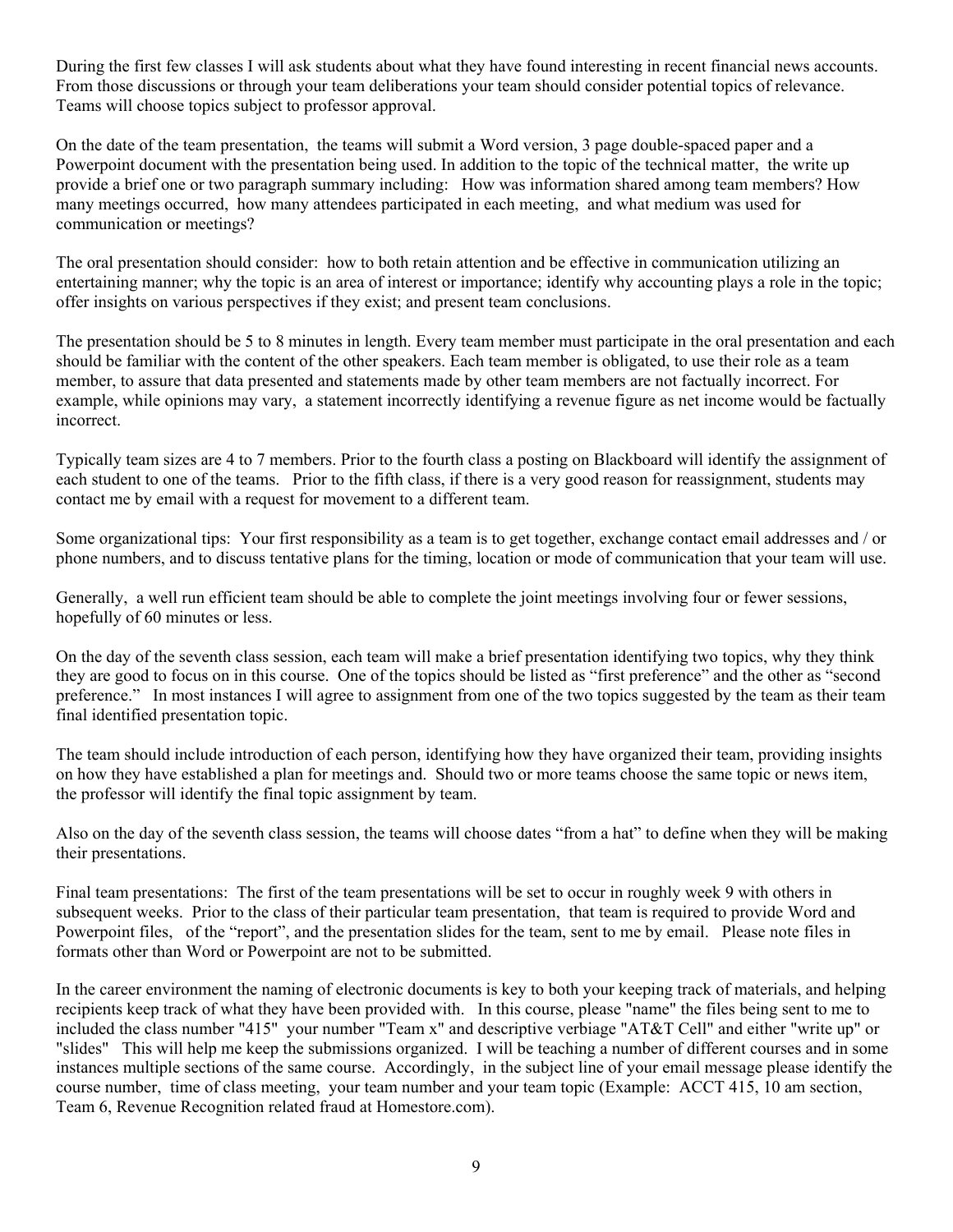During the first few classes I will ask students about what they have found interesting in recent financial news accounts. From those discussions or through your team deliberations your team should consider potential topics of relevance. Teams will choose topics subject to professor approval.

On the date of the team presentation, the teams will submit a Word version, 3 page double-spaced paper and a Powerpoint document with the presentation being used. In addition to the topic of the technical matter, the write up provide a brief one or two paragraph summary including: How was information shared among team members? How many meetings occurred, how many attendees participated in each meeting, and what medium was used for communication or meetings?

The oral presentation should consider: how to both retain attention and be effective in communication utilizing an entertaining manner; why the topic is an area of interest or importance; identify why accounting plays a role in the topic; offer insights on various perspectives if they exist; and present team conclusions.

The presentation should be 5 to 8 minutes in length. Every team member must participate in the oral presentation and each should be familiar with the content of the other speakers. Each team member is obligated, to use their role as a team member, to assure that data presented and statements made by other team members are not factually incorrect. For example, while opinions may vary, a statement incorrectly identifying a revenue figure as net income would be factually incorrect.

Typically team sizes are 4 to 7 members. Prior to the fourth class a posting on Blackboard will identify the assignment of each student to one of the teams. Prior to the fifth class, if there is a very good reason for reassignment, students may contact me by email with a request for movement to a different team.

Some organizational tips: Your first responsibility as a team is to get together, exchange contact email addresses and / or phone numbers, and to discuss tentative plans for the timing, location or mode of communication that your team will use.

Generally, a well run efficient team should be able to complete the joint meetings involving four or fewer sessions, hopefully of 60 minutes or less.

On the day of the seventh class session, each team will make a brief presentation identifying two topics, why they think they are good to focus on in this course. One of the topics should be listed as "first preference" and the other as "second preference." In most instances I will agree to assignment from one of the two topics suggested by the team as their team final identified presentation topic.

The team should include introduction of each person, identifying how they have organized their team, providing insights on how they have established a plan for meetings and. Should two or more teams choose the same topic or news item, the professor will identify the final topic assignment by team.

Also on the day of the seventh class session, the teams will choose dates "from a hat" to define when they will be making their presentations.

Final team presentations: The first of the team presentations will be set to occur in roughly week 9 with others in subsequent weeks. Prior to the class of their particular team presentation, that team is required to provide Word and Powerpoint files, of the "report", and the presentation slides for the team, sent to me by email. Please note files in formats other than Word or Powerpoint are not to be submitted.

In the career environment the naming of electronic documents is key to both your keeping track of materials, and helping recipients keep track of what they have been provided with. In this course, please "name" the files being sent to me to included the class number "415" your number "Team x" and descriptive verbiage "AT&T Cell" and either "write up" or "slides" This will help me keep the submissions organized. I will be teaching a number of different courses and in some instances multiple sections of the same course. Accordingly, in the subject line of your email message please identify the course number, time of class meeting, your team number and your team topic (Example: ACCT 415, 10 am section, Team 6, Revenue Recognition related fraud at Homestore.com).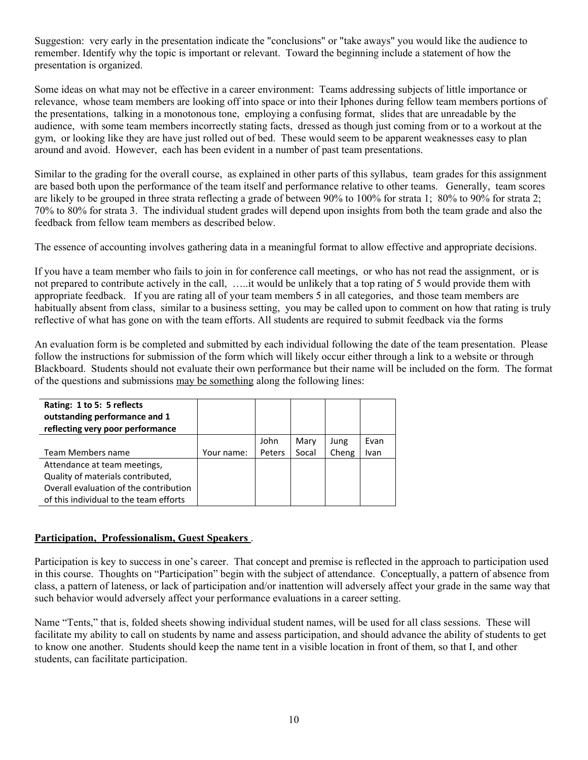Suggestion: very early in the presentation indicate the "conclusions" or "take aways" you would like the audience to remember. Identify why the topic is important or relevant. Toward the beginning include a statement of how the presentation is organized.

Some ideas on what may not be effective in a career environment: Teams addressing subjects of little importance or relevance, whose team members are looking off into space or into their Iphones during fellow team members portions of the presentations, talking in a monotonous tone, employing a confusing format, slides that are unreadable by the audience, with some team members incorrectly stating facts, dressed as though just coming from or to a workout at the gym, or looking like they are have just rolled out of bed. These would seem to be apparent weaknesses easy to plan around and avoid. However, each has been evident in a number of past team presentations.

Similar to the grading for the overall course, as explained in other parts of this syllabus, team grades for this assignment are based both upon the performance of the team itself and performance relative to other teams. Generally, team scores are likely to be grouped in three strata reflecting a grade of between 90% to 100% for strata 1; 80% to 90% for strata 2; 70% to 80% for strata 3. The individual student grades will depend upon insights from both the team grade and also the feedback from fellow team members as described below.

The essence of accounting involves gathering data in a meaningful format to allow effective and appropriate decisions.

If you have a team member who fails to join in for conference call meetings, or who has not read the assignment, or is not prepared to contribute actively in the call, …..it would be unlikely that a top rating of 5 would provide them with appropriate feedback. If you are rating all of your team members 5 in all categories, and those team members are habitually absent from class, similar to a business setting, you may be called upon to comment on how that rating is truly reflective of what has gone on with the team efforts. All students are required to submit feedback via the forms

An evaluation form is be completed and submitted by each individual following the date of the team presentation. Please follow the instructions for submission of the form which will likely occur either through a link to a website or through Blackboard. Students should not evaluate their own performance but their name will be included on the form. The format of the questions and submissions <u>may be something</u> along the following lines:

| **Rating: 1 to 5: 5 reflects outstanding performance and 1 reflecting very poor performance** | | | | | |
|---|---|---|---|---|---|
| Team Members name | Your name: | John Peters | Mary Socal | Jung Cheng | Evan Ivan |
| Attendance at team meetings, Quality of materials contributed, Overall evaluation of the contribution of this individual to the team efforts | | | | | |

## <u>Participation, Professionalism, Guest Speakers</u> .

Participation is key to success in one's career. That concept and premise is reflected in the approach to participation used in this course. Thoughts on "Participation" begin with the subject of attendance. Conceptually, a pattern of absence from class, a pattern of lateness, or lack of participation and/or inattention will adversely affect your grade in the same way that such behavior would adversely affect your performance evaluations in a career setting.

Name "Tents," that is, folded sheets showing individual student names, will be used for all class sessions. These will facilitate my ability to call on students by name and assess participation, and should advance the ability of students to get to know one another. Students should keep the name tent in a visible location in front of them, so that I, and other students, can facilitate participation.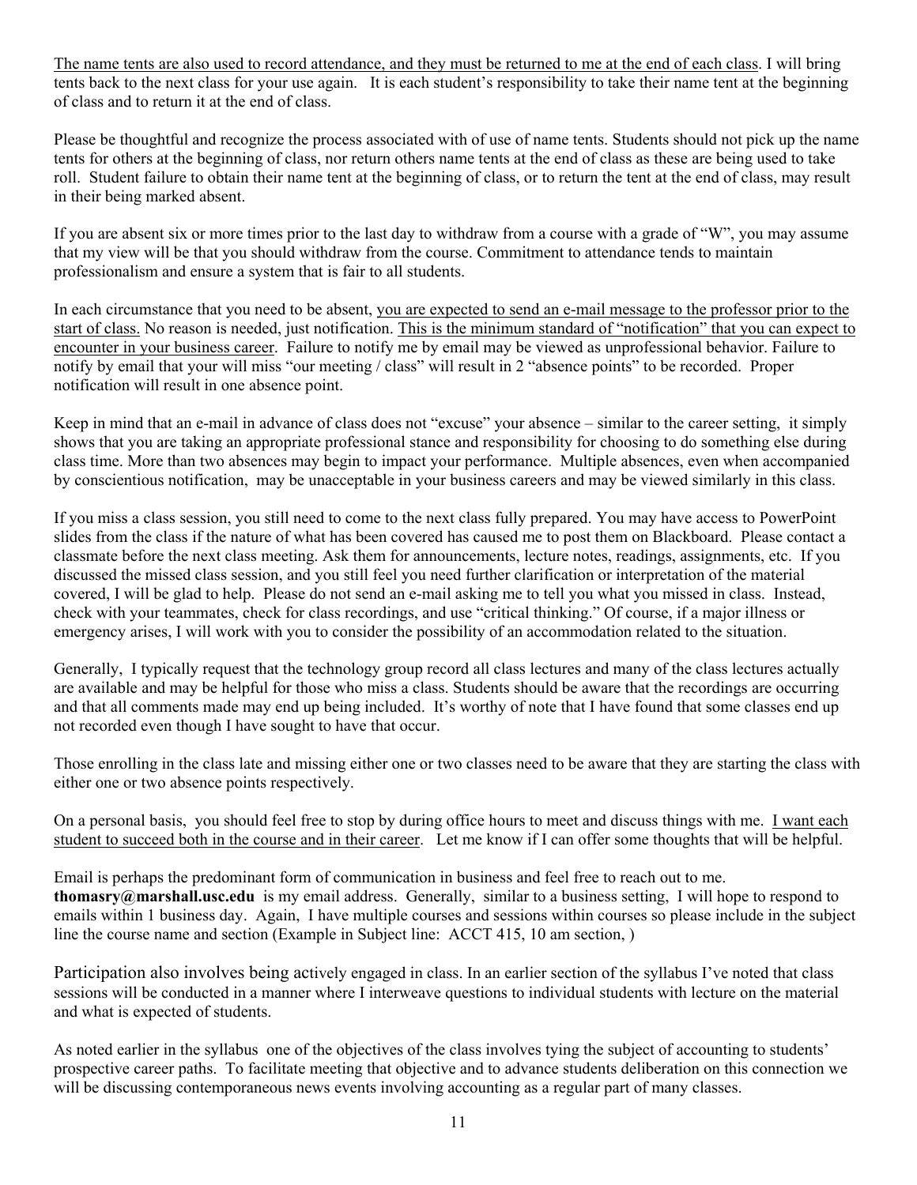The name tents are also used to record attendance, and they must be returned to me at the end of each class. I will bring tents back to the next class for your use again. It is each student's responsibility to take their name tent at the beginning of class and to return it at the end of class.

Please be thoughtful and recognize the process associated with of use of name tents. Students should not pick up the name tents for others at the beginning of class, nor return others name tents at the end of class as these are being used to take roll. Student failure to obtain their name tent at the beginning of class, or to return the tent at the end of class, may result in their being marked absent.

If you are absent six or more times prior to the last day to withdraw from a course with a grade of "W", you may assume that my view will be that you should withdraw from the course. Commitment to attendance tends to maintain professionalism and ensure a system that is fair to all students.

In each circumstance that you need to be absent, you are expected to send an e-mail message to the professor prior to the start of class. No reason is needed, just notification. This is the minimum standard of "notification" that you can expect to encounter in your business career. Failure to notify me by email may be viewed as unprofessional behavior. Failure to notify by email that your will miss "our meeting / class" will result in 2 "absence points" to be recorded. Proper notification will result in one absence point.

Keep in mind that an e-mail in advance of class does not "excuse" your absence – similar to the career setting, it simply shows that you are taking an appropriate professional stance and responsibility for choosing to do something else during class time. More than two absences may begin to impact your performance. Multiple absences, even when accompanied by conscientious notification, may be unacceptable in your business careers and may be viewed similarly in this class.

If you miss a class session, you still need to come to the next class fully prepared. You may have access to PowerPoint slides from the class if the nature of what has been covered has caused me to post them on Blackboard. Please contact a classmate before the next class meeting. Ask them for announcements, lecture notes, readings, assignments, etc. If you discussed the missed class session, and you still feel you need further clarification or interpretation of the material covered, I will be glad to help. Please do not send an e-mail asking me to tell you what you missed in class. Instead, check with your teammates, check for class recordings, and use "critical thinking." Of course, if a major illness or emergency arises, I will work with you to consider the possibility of an accommodation related to the situation.

Generally, I typically request that the technology group record all class lectures and many of the class lectures actually are available and may be helpful for those who miss a class. Students should be aware that the recordings are occurring and that all comments made may end up being included. It's worthy of note that I have found that some classes end up not recorded even though I have sought to have that occur.

Those enrolling in the class late and missing either one or two classes need to be aware that they are starting the class with either one or two absence points respectively.

On a personal basis, you should feel free to stop by during office hours to meet and discuss things with me. I want each student to succeed both in the course and in their career. Let me know if I can offer some thoughts that will be helpful.

Email is perhaps the predominant form of communication in business and feel free to reach out to me. **thomasry@marshall.usc.edu** is my email address. Generally, similar to a business setting, I will hope to respond to emails within 1 business day. Again, I have multiple courses and sessions within courses so please include in the subject line the course name and section (Example in Subject line: ACCT 415, 10 am section, )

Participation also involves being actively engaged in class. In an earlier section of the syllabus I've noted that class sessions will be conducted in a manner where I interweave questions to individual students with lecture on the material and what is expected of students.

As noted earlier in the syllabus one of the objectives of the class involves tying the subject of accounting to students' prospective career paths. To facilitate meeting that objective and to advance students deliberation on this connection we will be discussing contemporaneous news events involving accounting as a regular part of many classes.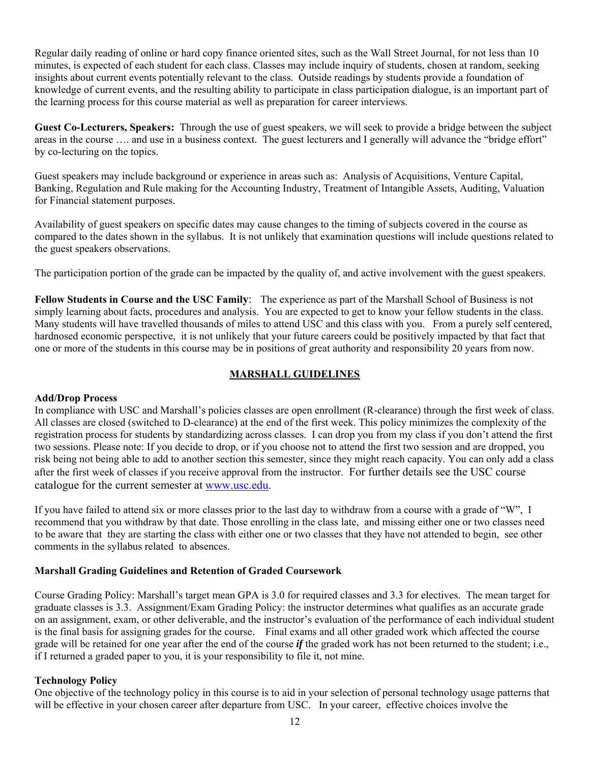Regular daily reading of online or hard copy finance oriented sites, such as the Wall Street Journal, for not less than 10 minutes, is expected of each student for each class. Classes may include inquiry of students, chosen at random, seeking insights about current events potentially relevant to the class. Outside readings by students provide a foundation of knowledge of current events, and the resulting ability to participate in class participation dialogue, is an important part of the learning process for this course material as well as preparation for career interviews.

**Guest Co-Lecturers, Speakers:** Through the use of guest speakers, we will seek to provide a bridge between the subject areas in the course …. and use in a business context. The guest lecturers and I generally will advance the "bridge effort" by co-lecturing on the topics.

Guest speakers may include background or experience in areas such as: Analysis of Acquisitions, Venture Capital, Banking, Regulation and Rule making for the Accounting Industry, Treatment of Intangible Assets, Auditing, Valuation for Financial statement purposes.

Availability of guest speakers on specific dates may cause changes to the timing of subjects covered in the course as compared to the dates shown in the syllabus. It is not unlikely that examination questions will include questions related to the guest speakers observations.

The participation portion of the grade can be impacted by the quality of, and active involvement with the guest speakers.

**Fellow Students in Course and the USC Family**: The experience as part of the Marshall School of Business is not simply learning about facts, procedures and analysis. You are expected to get to know your fellow students in the class. Many students will have travelled thousands of miles to attend USC and this class with you. From a purely self centered, hardnosed economic perspective, it is not unlikely that your future careers could be positively impacted by that fact that one or more of the students in this course may be in positions of great authority and responsibility 20 years from now.

## MARSHALL GUIDELINES

### Add/Drop Process

In compliance with USC and Marshall's policies classes are open enrollment (R-clearance) through the first week of class. All classes are closed (switched to D-clearance) at the end of the first week. This policy minimizes the complexity of the registration process for students by standardizing across classes. I can drop you from my class if you don't attend the first two sessions. Please note: If you decide to drop, or if you choose not to attend the first two session and are dropped, you risk being not being able to add to another section this semester, since they might reach capacity. You can only add a class after the first week of classes if you receive approval from the instructor. For further details see the USC course catalogue for the current semester at www.usc.edu.

If you have failed to attend six or more classes prior to the last day to withdraw from a course with a grade of "W", I recommend that you withdraw by that date. Those enrolling in the class late, and missing either one or two classes need to be aware that they are starting the class with either one or two classes that they have not attended to begin, see other comments in the syllabus related to absences.

### Marshall Grading Guidelines and Retention of Graded Coursework

Course Grading Policy: Marshall's target mean GPA is 3.0 for required classes and 3.3 for electives. The mean target for graduate classes is 3.3. Assignment/Exam Grading Policy: the instructor determines what qualifies as an accurate grade on an assignment, exam, or other deliverable, and the instructor's evaluation of the performance of each individual student is the final basis for assigning grades for the course. Final exams and all other graded work which affected the course grade will be retained for one year after the end of the course ***if*** the graded work has not been returned to the student; i.e., if I returned a graded paper to you, it is your responsibility to file it, not mine.

### Technology Policy

One objective of the technology policy in this course is to aid in your selection of personal technology usage patterns that will be effective in your chosen career after departure from USC. In your career, effective choices involve the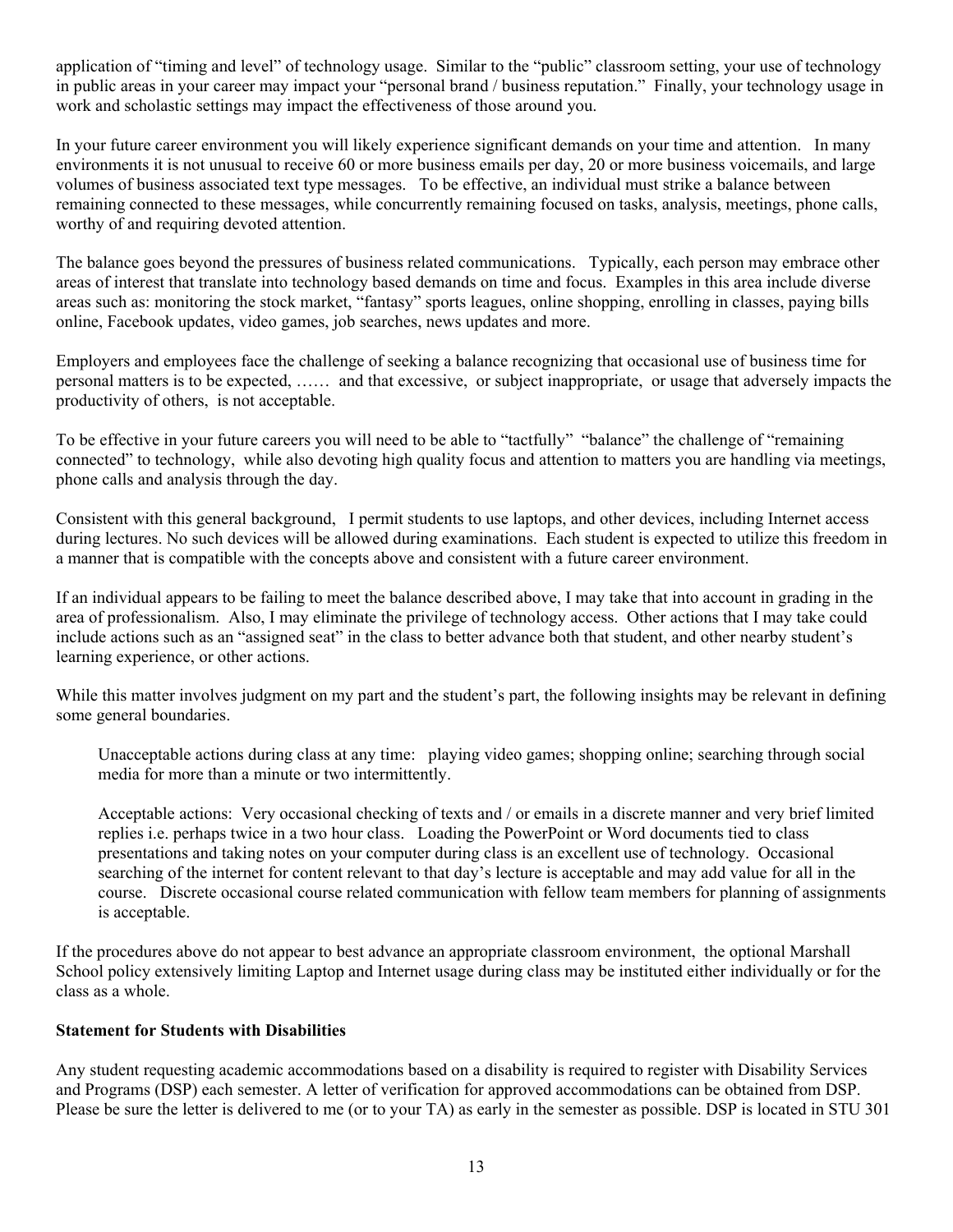application of "timing and level" of technology usage. Similar to the "public" classroom setting, your use of technology in public areas in your career may impact your "personal brand / business reputation." Finally, your technology usage in work and scholastic settings may impact the effectiveness of those around you.

In your future career environment you will likely experience significant demands on your time and attention. In many environments it is not unusual to receive 60 or more business emails per day, 20 or more business voicemails, and large volumes of business associated text type messages. To be effective, an individual must strike a balance between remaining connected to these messages, while concurrently remaining focused on tasks, analysis, meetings, phone calls, worthy of and requiring devoted attention.

The balance goes beyond the pressures of business related communications. Typically, each person may embrace other areas of interest that translate into technology based demands on time and focus. Examples in this area include diverse areas such as: monitoring the stock market, "fantasy" sports leagues, online shopping, enrolling in classes, paying bills online, Facebook updates, video games, job searches, news updates and more.

Employers and employees face the challenge of seeking a balance recognizing that occasional use of business time for personal matters is to be expected, …… and that excessive, or subject inappropriate, or usage that adversely impacts the productivity of others, is not acceptable.

To be effective in your future careers you will need to be able to "tactfully" "balance" the challenge of "remaining connected" to technology, while also devoting high quality focus and attention to matters you are handling via meetings, phone calls and analysis through the day.

Consistent with this general background, I permit students to use laptops, and other devices, including Internet access during lectures. No such devices will be allowed during examinations. Each student is expected to utilize this freedom in a manner that is compatible with the concepts above and consistent with a future career environment.

If an individual appears to be failing to meet the balance described above, I may take that into account in grading in the area of professionalism. Also, I may eliminate the privilege of technology access. Other actions that I may take could include actions such as an "assigned seat" in the class to better advance both that student, and other nearby student's learning experience, or other actions.

While this matter involves judgment on my part and the student's part, the following insights may be relevant in defining some general boundaries.

> Unacceptable actions during class at any time: playing video games; shopping online; searching through social media for more than a minute or two intermittently.
>
> Acceptable actions: Very occasional checking of texts and / or emails in a discrete manner and very brief limited replies i.e. perhaps twice in a two hour class. Loading the PowerPoint or Word documents tied to class presentations and taking notes on your computer during class is an excellent use of technology. Occasional searching of the internet for content relevant to that day's lecture is acceptable and may add value for all in the course. Discrete occasional course related communication with fellow team members for planning of assignments is acceptable.

If the procedures above do not appear to best advance an appropriate classroom environment, the optional Marshall School policy extensively limiting Laptop and Internet usage during class may be instituted either individually or for the class as a whole.

**Statement for Students with Disabilities**

Any student requesting academic accommodations based on a disability is required to register with Disability Services and Programs (DSP) each semester. A letter of verification for approved accommodations can be obtained from DSP. Please be sure the letter is delivered to me (or to your TA) as early in the semester as possible. DSP is located in STU 301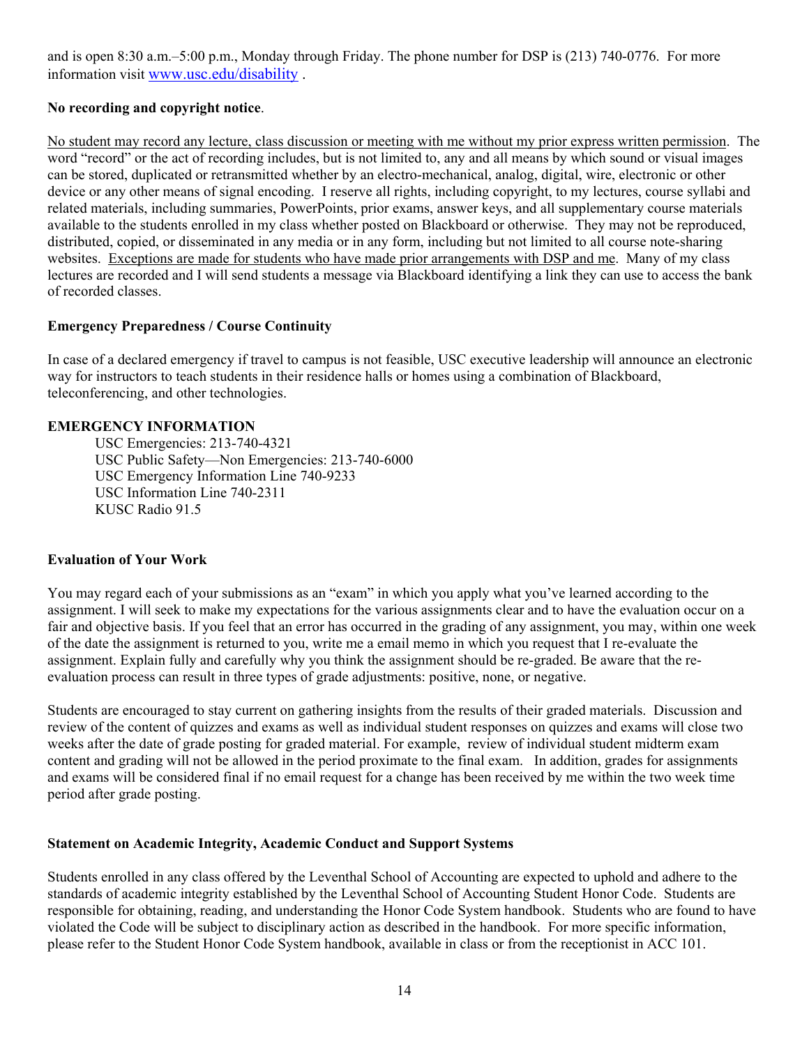and is open 8:30 a.m.–5:00 p.m., Monday through Friday. The phone number for DSP is (213) 740-0776. For more information visit [www.usc.edu/disability](http://www.usc.edu/disability) .

**No recording and copyright notice**.

<u>No student may record any lecture, class discussion or meeting with me without my prior express written permission</u>. The word "record" or the act of recording includes, but is not limited to, any and all means by which sound or visual images can be stored, duplicated or retransmitted whether by an electro-mechanical, analog, digital, wire, electronic or other device or any other means of signal encoding. I reserve all rights, including copyright, to my lectures, course syllabi and related materials, including summaries, PowerPoints, prior exams, answer keys, and all supplementary course materials available to the students enrolled in my class whether posted on Blackboard or otherwise. They may not be reproduced, distributed, copied, or disseminated in any media or in any form, including but not limited to all course note-sharing websites. <u>Exceptions are made for students who have made prior arrangements with DSP and me</u>. Many of my class lectures are recorded and I will send students a message via Blackboard identifying a link they can use to access the bank of recorded classes.

**Emergency Preparedness / Course Continuity**

In case of a declared emergency if travel to campus is not feasible, USC executive leadership will announce an electronic way for instructors to teach students in their residence halls or homes using a combination of Blackboard, teleconferencing, and other technologies.

**EMERGENCY INFORMATION**

USC Emergencies: 213-740-4321
USC Public Safety—Non Emergencies: 213-740-6000
USC Emergency Information Line 740-9233
USC Information Line 740-2311
KUSC Radio 91.5

**Evaluation of Your Work**

You may regard each of your submissions as an "exam" in which you apply what you've learned according to the assignment. I will seek to make my expectations for the various assignments clear and to have the evaluation occur on a fair and objective basis. If you feel that an error has occurred in the grading of any assignment, you may, within one week of the date the assignment is returned to you, write me a email memo in which you request that I re-evaluate the assignment. Explain fully and carefully why you think the assignment should be re-graded. Be aware that the re-evaluation process can result in three types of grade adjustments: positive, none, or negative.

Students are encouraged to stay current on gathering insights from the results of their graded materials. Discussion and review of the content of quizzes and exams as well as individual student responses on quizzes and exams will close two weeks after the date of grade posting for graded material. For example, review of individual student midterm exam content and grading will not be allowed in the period proximate to the final exam. In addition, grades for assignments and exams will be considered final if no email request for a change has been received by me within the two week time period after grade posting.

**Statement on Academic Integrity, Academic Conduct and Support Systems**

Students enrolled in any class offered by the Leventhal School of Accounting are expected to uphold and adhere to the standards of academic integrity established by the Leventhal School of Accounting Student Honor Code. Students are responsible for obtaining, reading, and understanding the Honor Code System handbook. Students who are found to have violated the Code will be subject to disciplinary action as described in the handbook. For more specific information, please refer to the Student Honor Code System handbook, available in class or from the receptionist in ACC 101.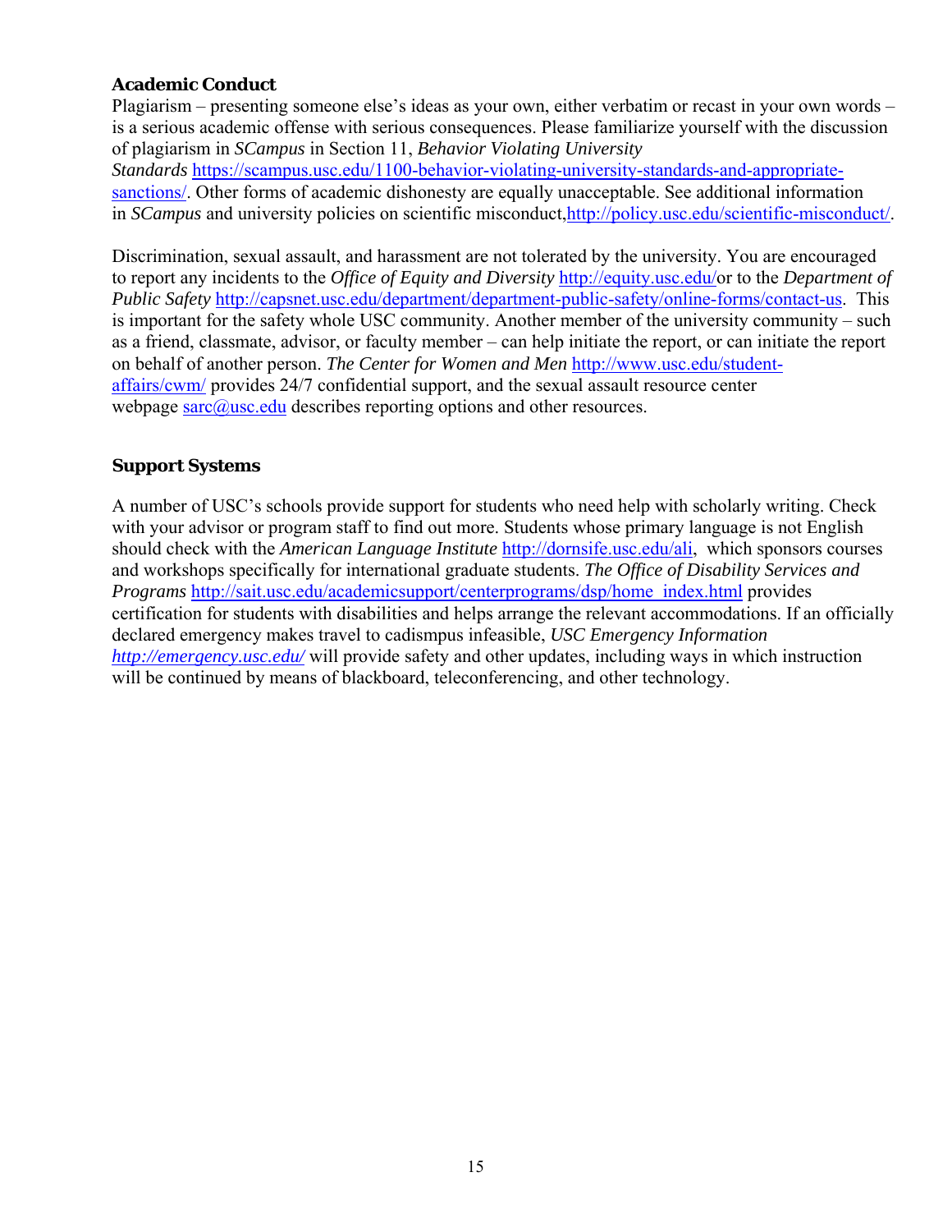**Academic Conduct**

Plagiarism – presenting someone else's ideas as your own, either verbatim or recast in your own words – is a serious academic offense with serious consequences. Please familiarize yourself with the discussion of plagiarism in *SCampus* in Section 11, *Behavior Violating University Standards* https://scampus.usc.edu/1100-behavior-violating-university-standards-and-appropriate-sanctions/. Other forms of academic dishonesty are equally unacceptable. See additional information in *SCampus* and university policies on scientific misconduct,http://policy.usc.edu/scientific-misconduct/.

Discrimination, sexual assault, and harassment are not tolerated by the university. You are encouraged to report any incidents to the *Office of Equity and Diversity* http://equity.usc.edu/or to the *Department of Public Safety* http://capsnet.usc.edu/department/department-public-safety/online-forms/contact-us. This is important for the safety whole USC community. Another member of the university community – such as a friend, classmate, advisor, or faculty member – can help initiate the report, or can initiate the report on behalf of another person. *The Center for Women and Men* http://www.usc.edu/student-affairs/cwm/ provides 24/7 confidential support, and the sexual assault resource center webpage sarc@usc.edu describes reporting options and other resources.

**Support Systems**

A number of USC's schools provide support for students who need help with scholarly writing. Check with your advisor or program staff to find out more. Students whose primary language is not English should check with the *American Language Institute* http://dornsife.usc.edu/ali, which sponsors courses and workshops specifically for international graduate students. *The Office of Disability Services and Programs* http://sait.usc.edu/academicsupport/centerprograms/dsp/home_index.html provides certification for students with disabilities and helps arrange the relevant accommodations. If an officially declared emergency makes travel to cadismpus infeasible, *USC Emergency Information* *http://emergency.usc.edu/* will provide safety and other updates, including ways in which instruction will be continued by means of blackboard, teleconferencing, and other technology.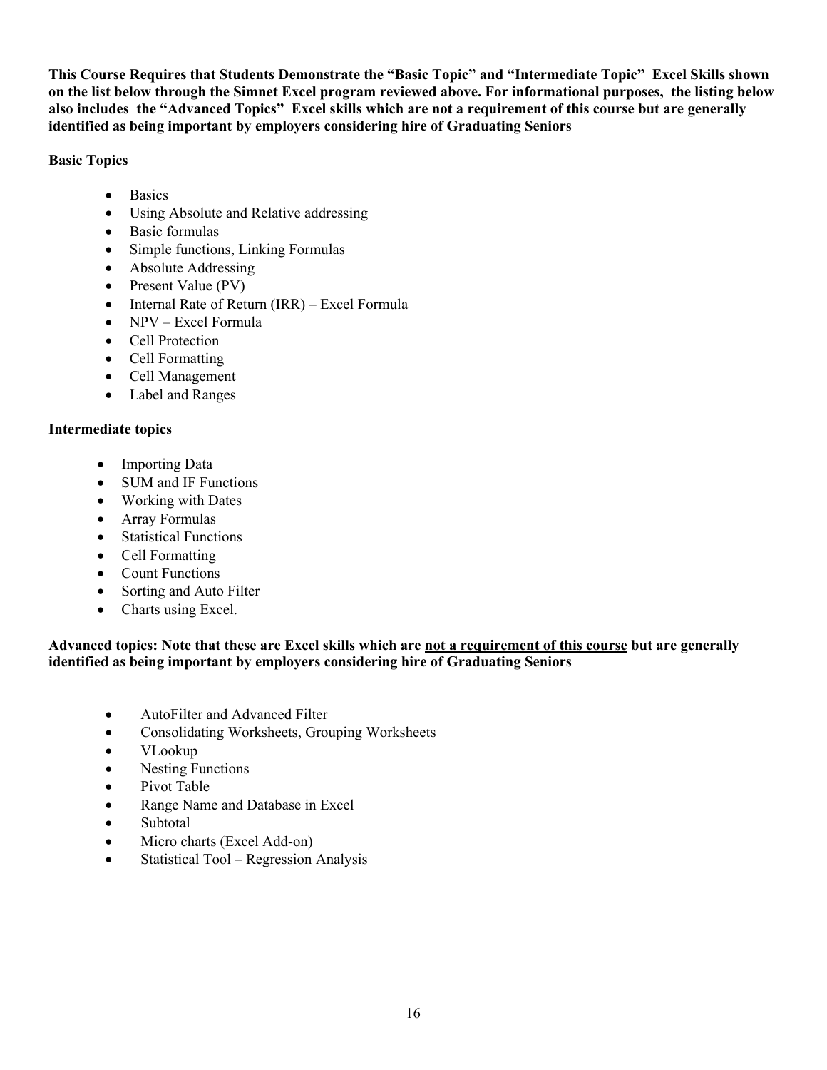**This Course Requires that Students Demonstrate the "Basic Topic" and "Intermediate Topic" Excel Skills shown on the list below through the Simnet Excel program reviewed above. For informational purposes, the listing below also includes the "Advanced Topics" Excel skills which are not a requirement of this course but are generally identified as being important by employers considering hire of Graduating Seniors**

**Basic Topics**

- Basics
- Using Absolute and Relative addressing
- Basic formulas
- Simple functions, Linking Formulas
- Absolute Addressing
- Present Value (PV)
- Internal Rate of Return (IRR) – Excel Formula
- NPV – Excel Formula
- Cell Protection
- Cell Formatting
- Cell Management
- Label and Ranges

**Intermediate topics**

- Importing Data
- SUM and IF Functions
- Working with Dates
- Array Formulas
- Statistical Functions
- Cell Formatting
- Count Functions
- Sorting and Auto Filter
- Charts using Excel.

**Advanced topics: Note that these are Excel skills which are <u>not a requirement of this course</u> but are generally identified as being important by employers considering hire of Graduating Seniors**

- AutoFilter and Advanced Filter
- Consolidating Worksheets, Grouping Worksheets
- VLookup
- Nesting Functions
- Pivot Table
- Range Name and Database in Excel
- Subtotal
- Micro charts (Excel Add-on)
- Statistical Tool – Regression Analysis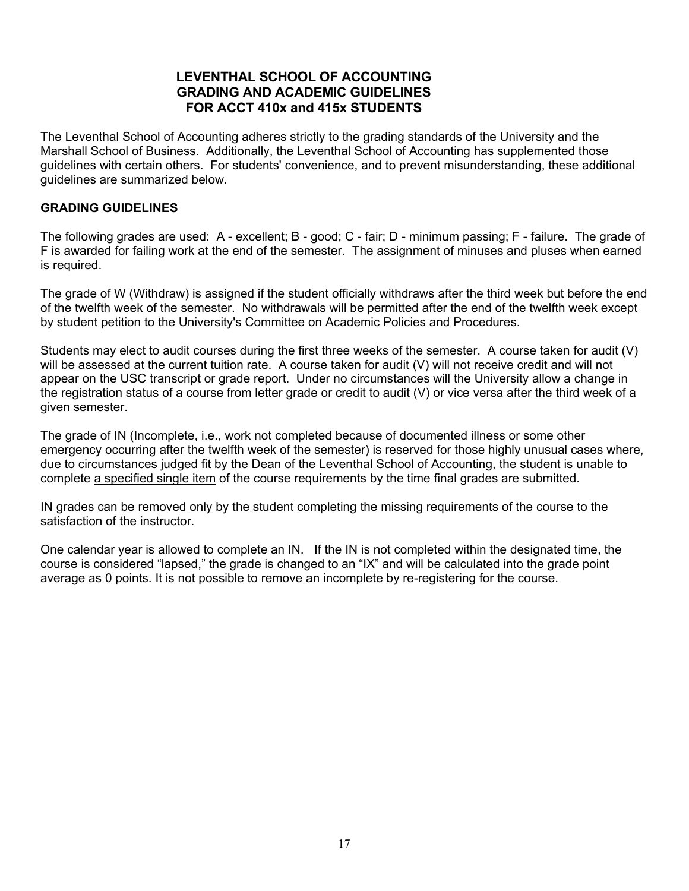# LEVENTHAL SCHOOL OF ACCOUNTING
# GRADING AND ACADEMIC GUIDELINES
# FOR ACCT 410x and 415x STUDENTS

The Leventhal School of Accounting adheres strictly to the grading standards of the University and the Marshall School of Business. Additionally, the Leventhal School of Accounting has supplemented those guidelines with certain others. For students' convenience, and to prevent misunderstanding, these additional guidelines are summarized below.

## GRADING GUIDELINES

The following grades are used: A - excellent; B - good; C - fair; D - minimum passing; F - failure. The grade of F is awarded for failing work at the end of the semester. The assignment of minuses and pluses when earned is required.

The grade of W (Withdraw) is assigned if the student officially withdraws after the third week but before the end of the twelfth week of the semester. No withdrawals will be permitted after the end of the twelfth week except by student petition to the University's Committee on Academic Policies and Procedures.

Students may elect to audit courses during the first three weeks of the semester. A course taken for audit (V) will be assessed at the current tuition rate. A course taken for audit (V) will not receive credit and will not appear on the USC transcript or grade report. Under no circumstances will the University allow a change in the registration status of a course from letter grade or credit to audit (V) or vice versa after the third week of a given semester.

The grade of IN (Incomplete, i.e., work not completed because of documented illness or some other emergency occurring after the twelfth week of the semester) is reserved for those highly unusual cases where, due to circumstances judged fit by the Dean of the Leventhal School of Accounting, the student is unable to complete <u>a specified single item</u> of the course requirements by the time final grades are submitted.

IN grades can be removed <u>only</u> by the student completing the missing requirements of the course to the satisfaction of the instructor.

One calendar year is allowed to complete an IN. If the IN is not completed within the designated time, the course is considered "lapsed," the grade is changed to an "IX" and will be calculated into the grade point average as 0 points. It is not possible to remove an incomplete by re-registering for the course.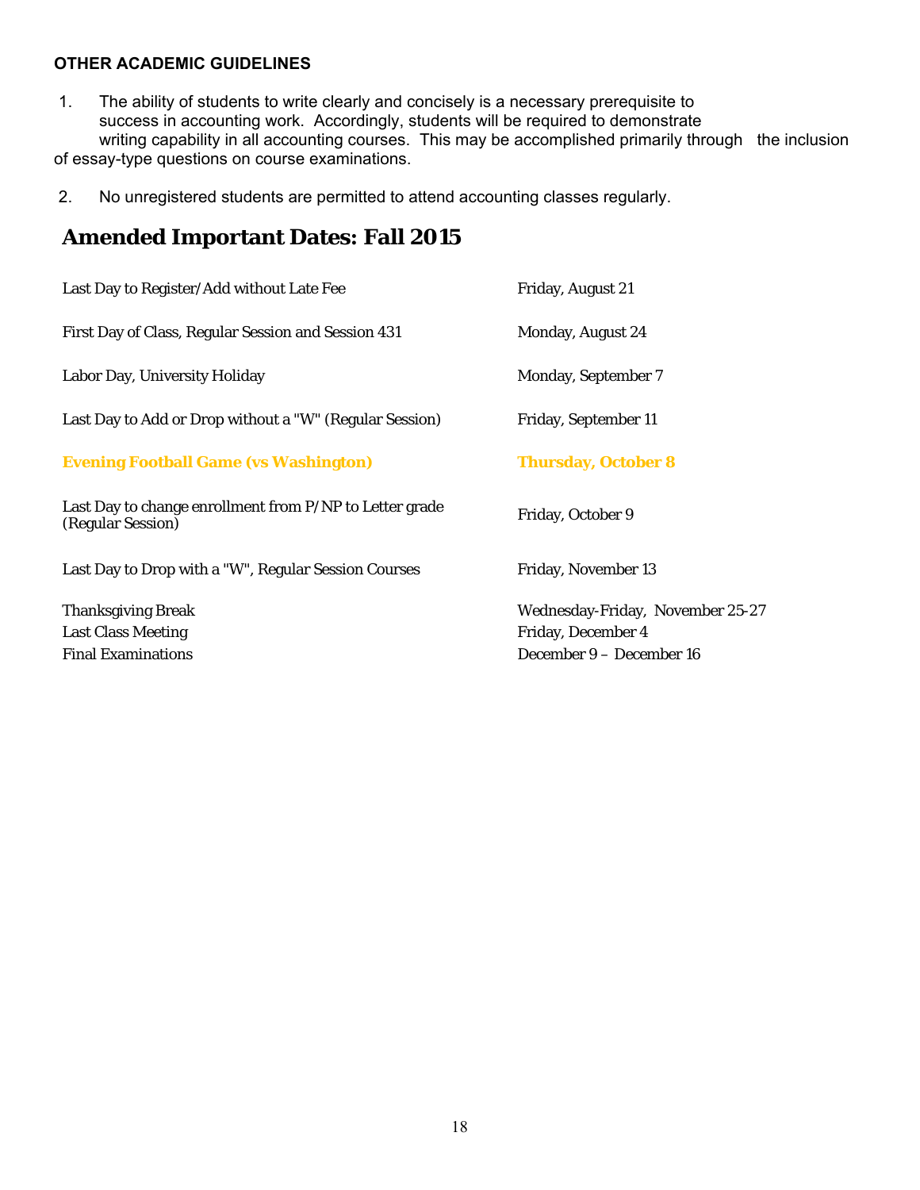### OTHER ACADEMIC GUIDELINES

1. The ability of students to write clearly and concisely is a necessary prerequisite to success in accounting work. Accordingly, students will be required to demonstrate writing capability in all accounting courses. This may be accomplished primarily through the inclusion of essay-type questions on course examinations.

2. No unregistered students are permitted to attend accounting classes regularly.

## Amended Important Dates: Fall 2015

| | |
|---|---|
| Last Day to Register/Add without Late Fee | Friday, August 21 |
| First Day of Class, Regular Session and Session 431 | Monday, August 24 |
| Labor Day, University Holiday | Monday, September 7 |
| Last Day to Add or Drop without a "W" (Regular Session) | Friday, September 11 |
| **Evening Football Game (vs Washington)** | **Thursday, October 8** |
| Last Day to change enrollment from P/NP to Letter grade (Regular Session) | Friday, October 9 |
| Last Day to Drop with a "W", Regular Session Courses | Friday, November 13 |
| Thanksgiving Break | Wednesday-Friday, November 25-27 |
| Last Class Meeting | Friday, December 4 |
| Final Examinations | December 9 – December 16 |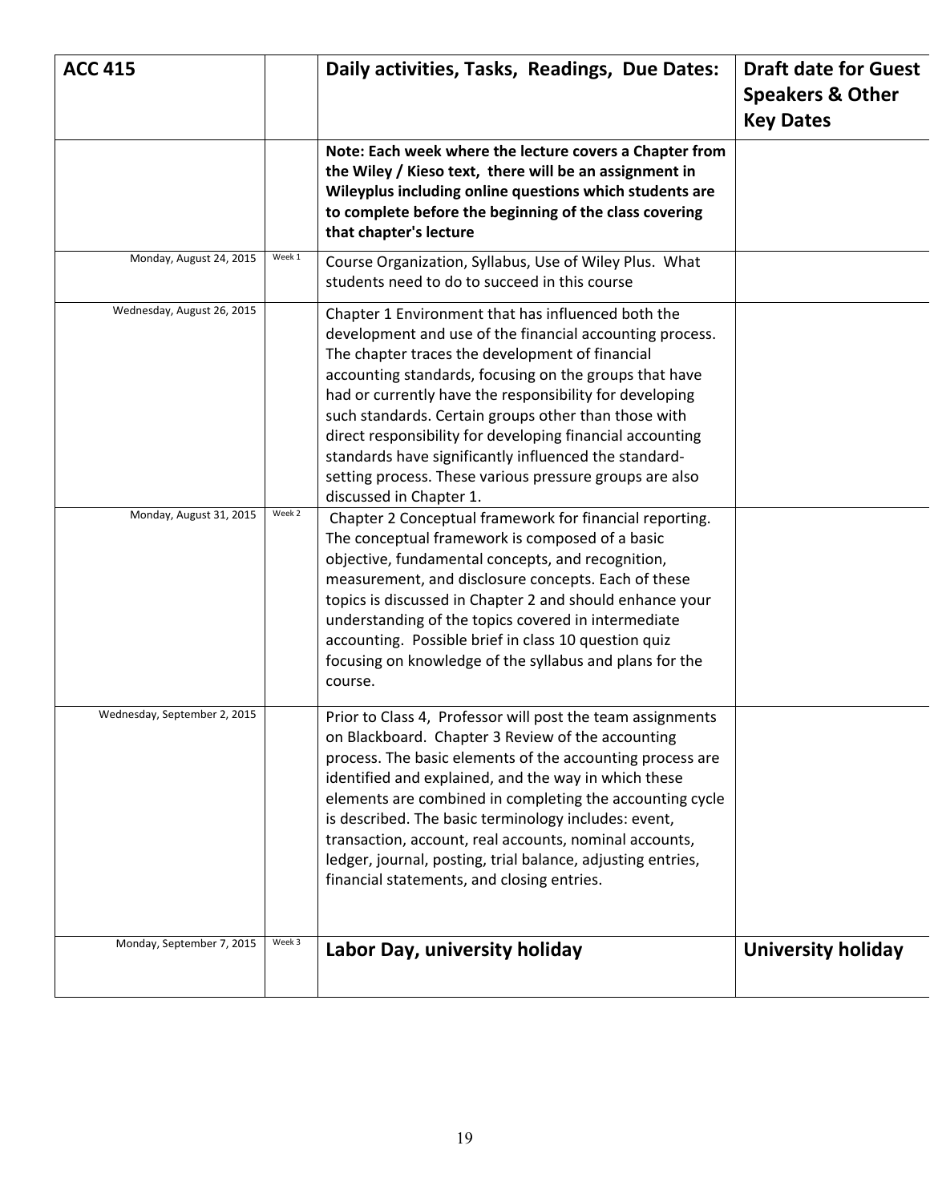| ACC 415 | | Daily activities, Tasks, Readings, Due Dates: | Draft date for Guest Speakers & Other Key Dates |
|---|---|---|---|
| | | **Note: Each week where the lecture covers a Chapter from the Wiley / Kieso text, there will be an assignment in Wileyplus including online questions which students are to complete before the beginning of the class covering that chapter's lecture** | |
| Monday, August 24, 2015 | Week 1 | Course Organization, Syllabus, Use of Wiley Plus. What students need to do to succeed in this course | |
| Wednesday, August 26, 2015 | | Chapter 1 Environment that has influenced both the development and use of the financial accounting process. The chapter traces the development of financial accounting standards, focusing on the groups that have had or currently have the responsibility for developing such standards. Certain groups other than those with direct responsibility for developing financial accounting standards have significantly influenced the standard-setting process. These various pressure groups are also discussed in Chapter 1. | |
| Monday, August 31, 2015 | Week 2 | Chapter 2 Conceptual framework for financial reporting. The conceptual framework is composed of a basic objective, fundamental concepts, and recognition, measurement, and disclosure concepts. Each of these topics is discussed in Chapter 2 and should enhance your understanding of the topics covered in intermediate accounting. Possible brief in class 10 question quiz focusing on knowledge of the syllabus and plans for the course. | |
| Wednesday, September 2, 2015 | | Prior to Class 4, Professor will post the team assignments on Blackboard. Chapter 3 Review of the accounting process. The basic elements of the accounting process are identified and explained, and the way in which these elements are combined in completing the accounting cycle is described. The basic terminology includes: event, transaction, account, real accounts, nominal accounts, ledger, journal, posting, trial balance, adjusting entries, financial statements, and closing entries. | |
| Monday, September 7, 2015 | Week 3 | **Labor Day, university holiday** | **University holiday** |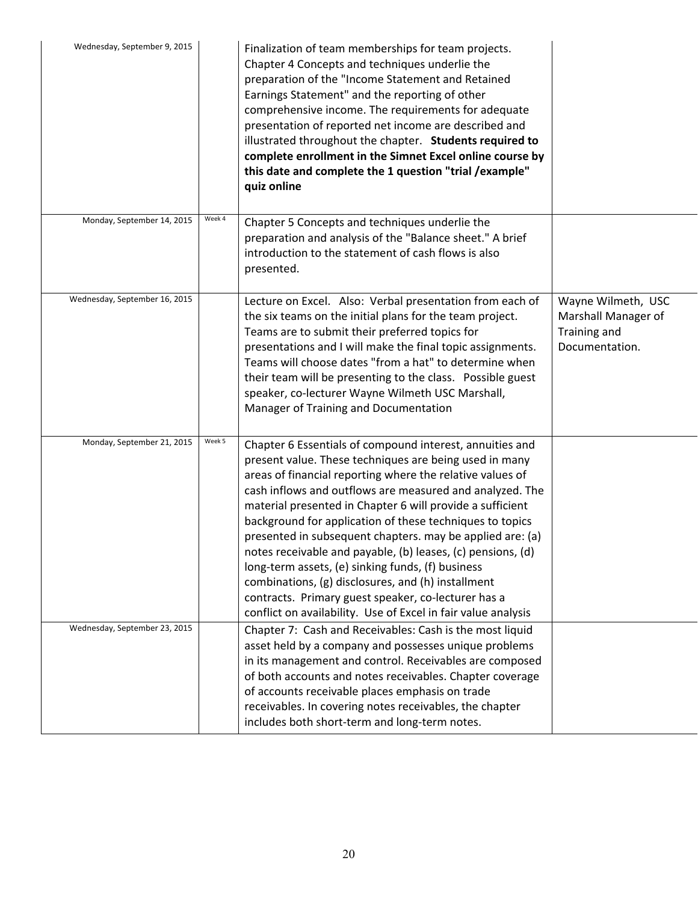| | | | |
|---|---|---|---|
| Wednesday, September 9, 2015 | | Finalization of team memberships for team projects. Chapter 4 Concepts and techniques underlie the preparation of the "Income Statement and Retained Earnings Statement" and the reporting of other comprehensive income. The requirements for adequate presentation of reported net income are described and illustrated throughout the chapter. **Students required to complete enrollment in the Simnet Excel online course by this date and complete the 1 question "trial /example" quiz online** | |
| Monday, September 14, 2015 | Week 4 | Chapter 5 Concepts and techniques underlie the preparation and analysis of the "Balance sheet." A brief introduction to the statement of cash flows is also presented. | |
| Wednesday, September 16, 2015 | | Lecture on Excel. Also: Verbal presentation from each of the six teams on the initial plans for the team project. Teams are to submit their preferred topics for presentations and I will make the final topic assignments. Teams will choose dates "from a hat" to determine when their team will be presenting to the class. Possible guest speaker, co-lecturer Wayne Wilmeth USC Marshall, Manager of Training and Documentation | Wayne Wilmeth, USC Marshall Manager of Training and Documentation. |
| Monday, September 21, 2015 | Week 5 | Chapter 6 Essentials of compound interest, annuities and present value. These techniques are being used in many areas of financial reporting where the relative values of cash inflows and outflows are measured and analyzed. The material presented in Chapter 6 will provide a sufficient background for application of these techniques to topics presented in subsequent chapters. may be applied are: (a) notes receivable and payable, (b) leases, (c) pensions, (d) long-term assets, (e) sinking funds, (f) business combinations, (g) disclosures, and (h) installment contracts. Primary guest speaker, co-lecturer has a conflict on availability. Use of Excel in fair value analysis | |
| Wednesday, September 23, 2015 | | Chapter 7: Cash and Receivables: Cash is the most liquid asset held by a company and possesses unique problems in its management and control. Receivables are composed of both accounts and notes receivables. Chapter coverage of accounts receivable places emphasis on trade receivables. In covering notes receivables, the chapter includes both short-term and long-term notes. | |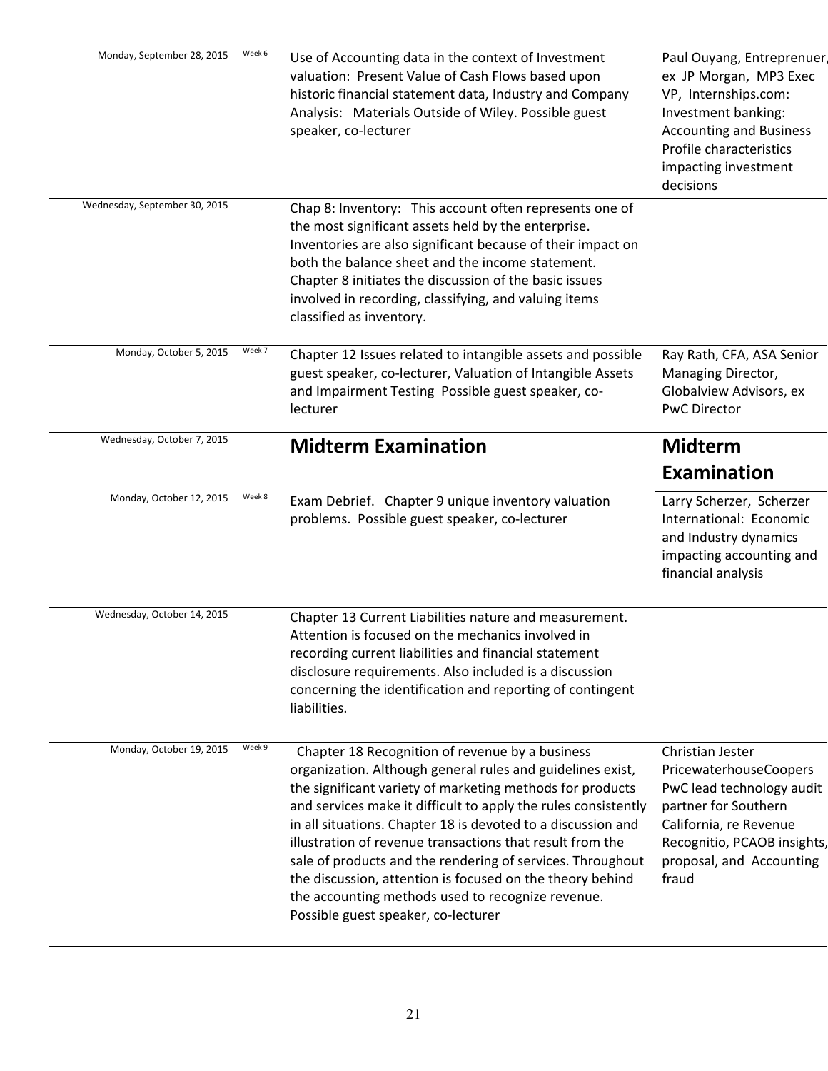| | | | |
|---|---|---|---|
| Monday, September 28, 2015 | Week 6 | Use of Accounting data in the context of Investment valuation: Present Value of Cash Flows based upon historic financial statement data, Industry and Company Analysis: Materials Outside of Wiley. Possible guest speaker, co-lecturer | Paul Ouyang, Entreprenuer, ex JP Morgan, MP3 Exec VP, Internships.com: Investment banking: Accounting and Business Profile characteristics impacting investment decisions |
| Wednesday, September 30, 2015 | | Chap 8: Inventory: This account often represents one of the most significant assets held by the enterprise. Inventories are also significant because of their impact on both the balance sheet and the income statement. Chapter 8 initiates the discussion of the basic issues involved in recording, classifying, and valuing items classified as inventory. | |
| Monday, October 5, 2015 | Week 7 | Chapter 12 Issues related to intangible assets and possible guest speaker, co-lecturer, Valuation of Intangible Assets and Impairment Testing Possible guest speaker, co-lecturer | Ray Rath, CFA, ASA Senior Managing Director, Globalview Advisors, ex PwC Director |
| Wednesday, October 7, 2015 | | **Midterm Examination** | **Midterm Examination** |
| Monday, October 12, 2015 | Week 8 | Exam Debrief. Chapter 9 unique inventory valuation problems. Possible guest speaker, co-lecturer | Larry Scherzer, Scherzer International: Economic and Industry dynamics impacting accounting and financial analysis |
| Wednesday, October 14, 2015 | | Chapter 13 Current Liabilities nature and measurement. Attention is focused on the mechanics involved in recording current liabilities and financial statement disclosure requirements. Also included is a discussion concerning the identification and reporting of contingent liabilities. | |
| Monday, October 19, 2015 | Week 9 | Chapter 18 Recognition of revenue by a business organization. Although general rules and guidelines exist, the significant variety of marketing methods for products and services make it difficult to apply the rules consistently in all situations. Chapter 18 is devoted to a discussion and illustration of revenue transactions that result from the sale of products and the rendering of services. Throughout the discussion, attention is focused on the theory behind the accounting methods used to recognize revenue. Possible guest speaker, co-lecturer | Christian Jester PricewaterhouseCoopers PwC lead technology audit partner for Southern California, re Revenue Recognitio, PCAOB insights, proposal, and Accounting fraud |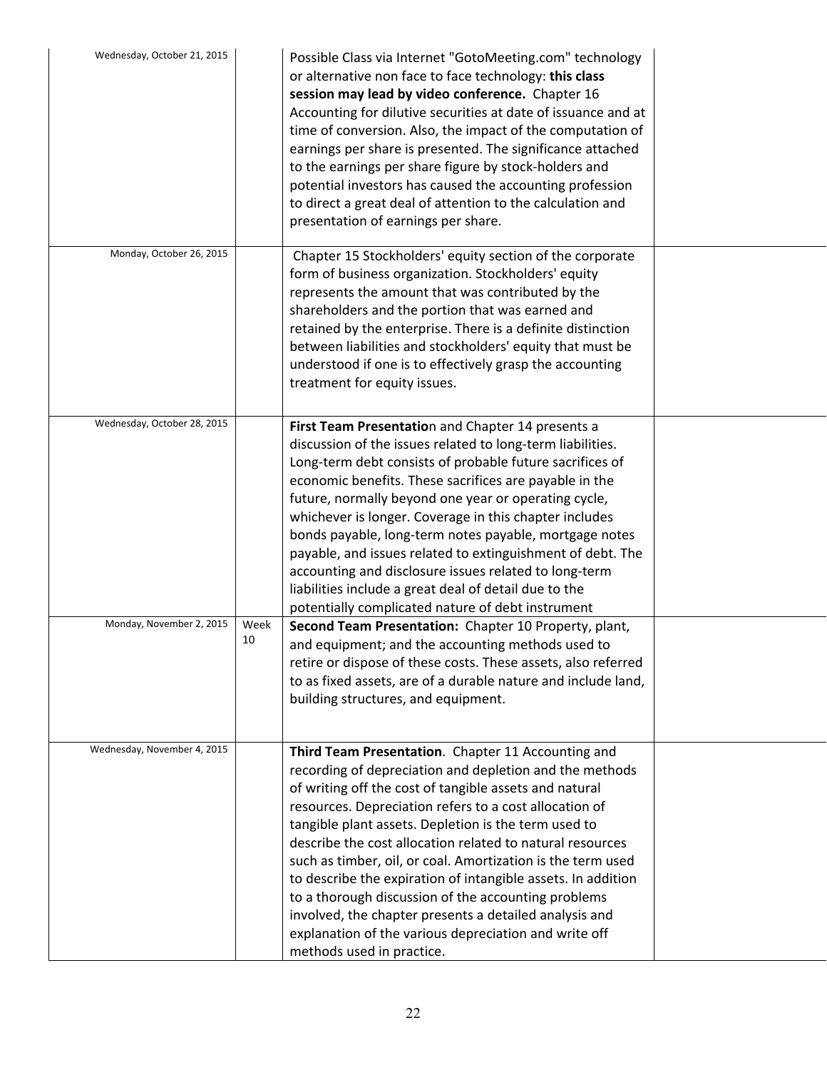| | | | |
|---|---|---|---|
| Wednesday, October 21, 2015 | | Possible Class via Internet "GotoMeeting.com" technology or alternative non face to face technology: **this class session may lead by video conference.** Chapter 16 Accounting for dilutive securities at date of issuance and at time of conversion. Also, the impact of the computation of earnings per share is presented. The significance attached to the earnings per share figure by stock-holders and potential investors has caused the accounting profession to direct a great deal of attention to the calculation and presentation of earnings per share. | |
| Monday, October 26, 2015 | | Chapter 15 Stockholders' equity section of the corporate form of business organization. Stockholders' equity represents the amount that was contributed by the shareholders and the portion that was earned and retained by the enterprise. There is a definite distinction between liabilities and stockholders' equity that must be understood if one is to effectively grasp the accounting treatment for equity issues. | |
| Wednesday, October 28, 2015 | | **First Team Presentatio**n and Chapter 14 presents a discussion of the issues related to long-term liabilities. Long-term debt consists of probable future sacrifices of economic benefits. These sacrifices are payable in the future, normally beyond one year or operating cycle, whichever is longer. Coverage in this chapter includes bonds payable, long-term notes payable, mortgage notes payable, and issues related to extinguishment of debt. The accounting and disclosure issues related to long-term liabilities include a great deal of detail due to the potentially complicated nature of debt instrument | |
| Monday, November 2, 2015 | Week 10 | **Second Team Presentation:** Chapter 10 Property, plant, and equipment; and the accounting methods used to retire or dispose of these costs. These assets, also referred to as fixed assets, are of a durable nature and include land, building structures, and equipment. | |
| Wednesday, November 4, 2015 | | **Third Team Presentation**. Chapter 11 Accounting and recording of depreciation and depletion and the methods of writing off the cost of tangible assets and natural resources. Depreciation refers to a cost allocation of tangible plant assets. Depletion is the term used to describe the cost allocation related to natural resources such as timber, oil, or coal. Amortization is the term used to describe the expiration of intangible assets. In addition to a thorough discussion of the accounting problems involved, the chapter presents a detailed analysis and explanation of the various depreciation and write off methods used in practice. | |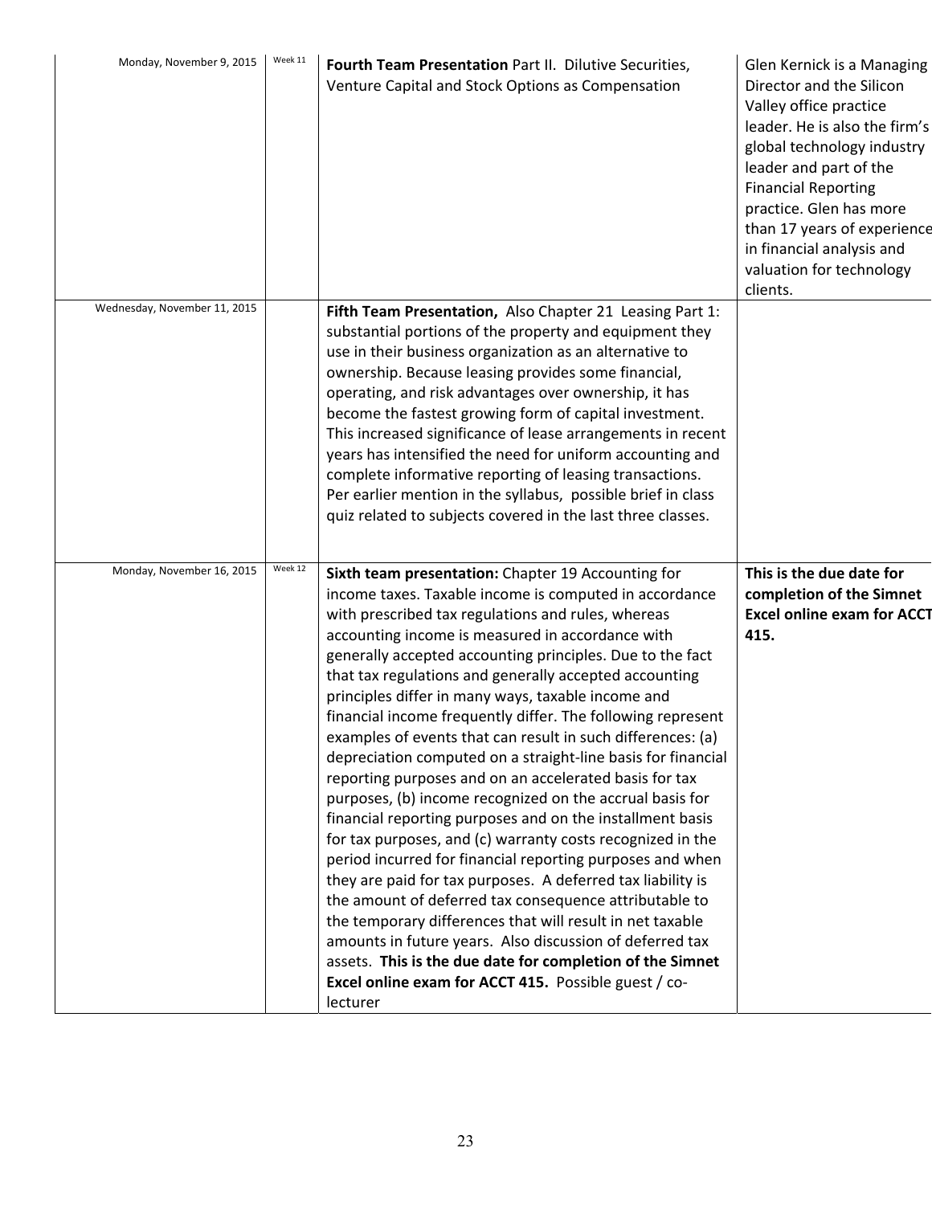| | | | |
|---|---|---|---|
| Monday, November 9, 2015 | Week 11 | **Fourth Team Presentation** Part II. Dilutive Securities, Venture Capital and Stock Options as Compensation | Glen Kernick is a Managing Director and the Silicon Valley office practice leader. He is also the firm's global technology industry leader and part of the Financial Reporting practice. Glen has more than 17 years of experience in financial analysis and valuation for technology clients. |
| Wednesday, November 11, 2015 | | **Fifth Team Presentation,** Also Chapter 21 Leasing Part 1: substantial portions of the property and equipment they use in their business organization as an alternative to ownership. Because leasing provides some financial, operating, and risk advantages over ownership, it has become the fastest growing form of capital investment. This increased significance of lease arrangements in recent years has intensified the need for uniform accounting and complete informative reporting of leasing transactions. Per earlier mention in the syllabus, possible brief in class quiz related to subjects covered in the last three classes. | |
| Monday, November 16, 2015 | Week 12 | **Sixth team presentation:** Chapter 19 Accounting for income taxes. Taxable income is computed in accordance with prescribed tax regulations and rules, whereas accounting income is measured in accordance with generally accepted accounting principles. Due to the fact that tax regulations and generally accepted accounting principles differ in many ways, taxable income and financial income frequently differ. The following represent examples of events that can result in such differences: (a) depreciation computed on a straight-line basis for financial reporting purposes and on an accelerated basis for tax purposes, (b) income recognized on the accrual basis for financial reporting purposes and on the installment basis for tax purposes, and (c) warranty costs recognized in the period incurred for financial reporting purposes and when they are paid for tax purposes. A deferred tax liability is the amount of deferred tax consequence attributable to the temporary differences that will result in net taxable amounts in future years. Also discussion of deferred tax assets. **This is the due date for completion of the Simnet Excel online exam for ACCT 415.** Possible guest / co-lecturer | **This is the due date for completion of the Simnet Excel online exam for ACCT 415.** |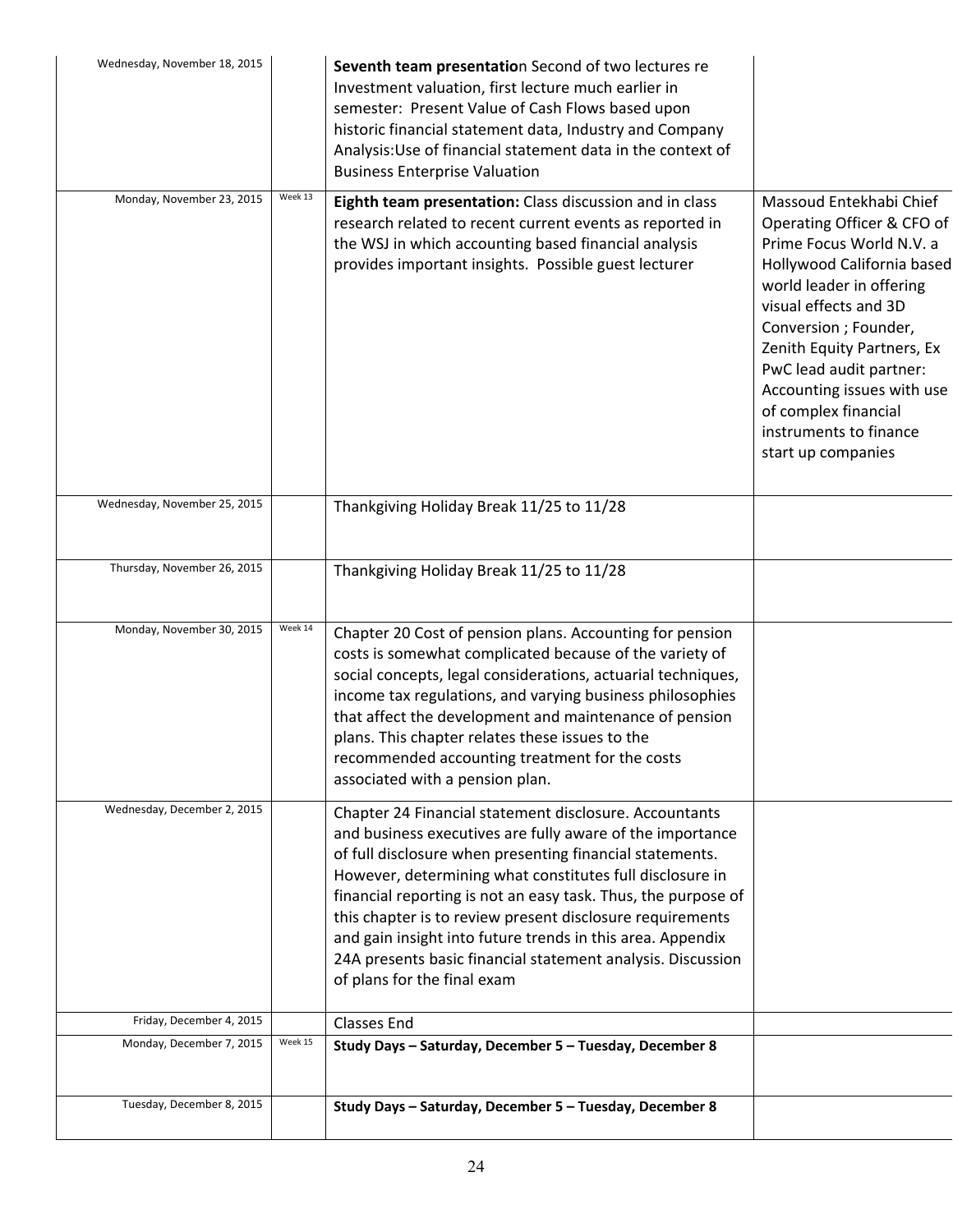| | | | |
|---|---|---|---|
| Wednesday, November 18, 2015 | | **Seventh team presentatio**n Second of two lectures re Investment valuation, first lecture much earlier in semester: Present Value of Cash Flows based upon historic financial statement data, Industry and Company Analysis:Use of financial statement data in the context of Business Enterprise Valuation | |
| Monday, November 23, 2015 | Week 13 | **Eighth team presentation:** Class discussion and in class research related to recent current events as reported in the WSJ in which accounting based financial analysis provides important insights. Possible guest lecturer | Massoud Entekhabi Chief Operating Officer & CFO of Prime Focus World N.V. a Hollywood California based world leader in offering visual effects and 3D Conversion ; Founder, Zenith Equity Partners, Ex PwC lead audit partner: Accounting issues with use of complex financial instruments to finance start up companies |
| Wednesday, November 25, 2015 | | Thankgiving Holiday Break 11/25 to 11/28 | |
| Thursday, November 26, 2015 | | Thankgiving Holiday Break 11/25 to 11/28 | |
| Monday, November 30, 2015 | Week 14 | Chapter 20 Cost of pension plans. Accounting for pension costs is somewhat complicated because of the variety of social concepts, legal considerations, actuarial techniques, income tax regulations, and varying business philosophies that affect the development and maintenance of pension plans. This chapter relates these issues to the recommended accounting treatment for the costs associated with a pension plan. | |
| Wednesday, December 2, 2015 | | Chapter 24 Financial statement disclosure. Accountants and business executives are fully aware of the importance of full disclosure when presenting financial statements. However, determining what constitutes full disclosure in financial reporting is not an easy task. Thus, the purpose of this chapter is to review present disclosure requirements and gain insight into future trends in this area. Appendix 24A presents basic financial statement analysis. Discussion of plans for the final exam | |
| Friday, December 4, 2015 | | Classes End | |
| Monday, December 7, 2015 | Week 15 | **Study Days – Saturday, December 5 – Tuesday, December 8** | |
| Tuesday, December 8, 2015 | | **Study Days – Saturday, December 5 – Tuesday, December 8** | |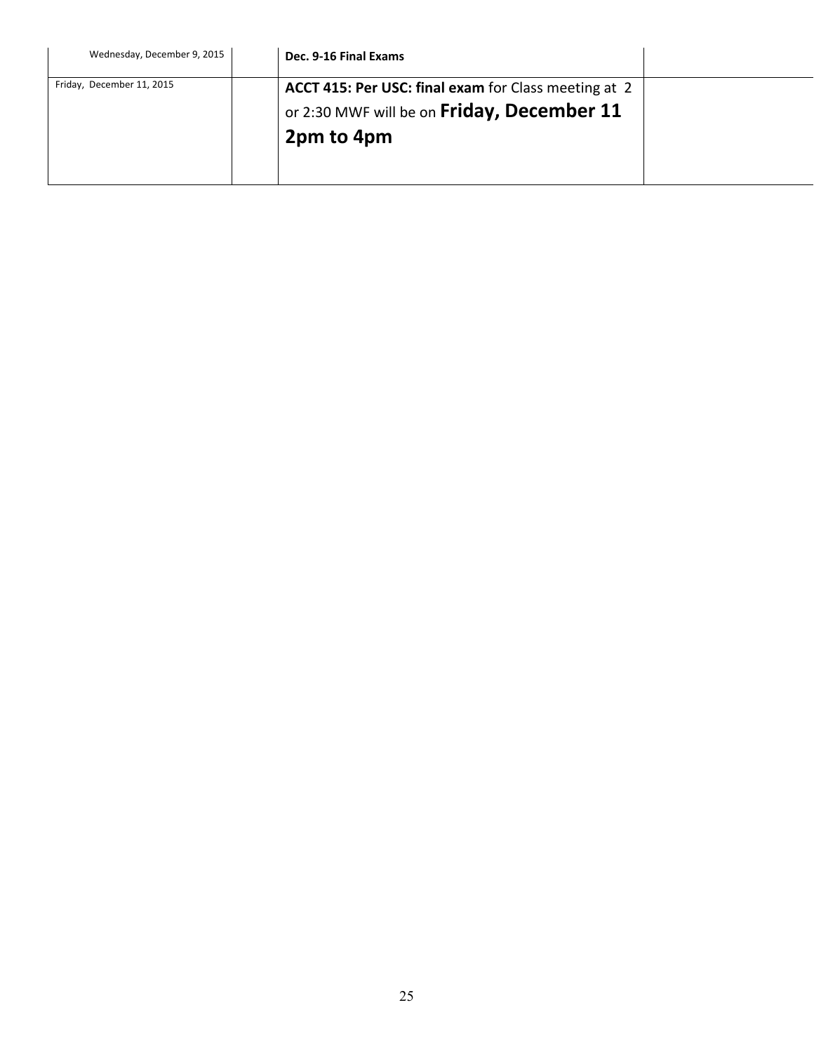| | | | |
|---|---|---|---|
| Wednesday, December 9, 2015 | | **Dec. 9-16 Final Exams** | |
| Friday, December 11, 2015 | | **ACCT 415: Per USC: final exam** for Class meeting at 2 or 2:30 MWF will be on **Friday, December 11 2pm to 4pm** | |